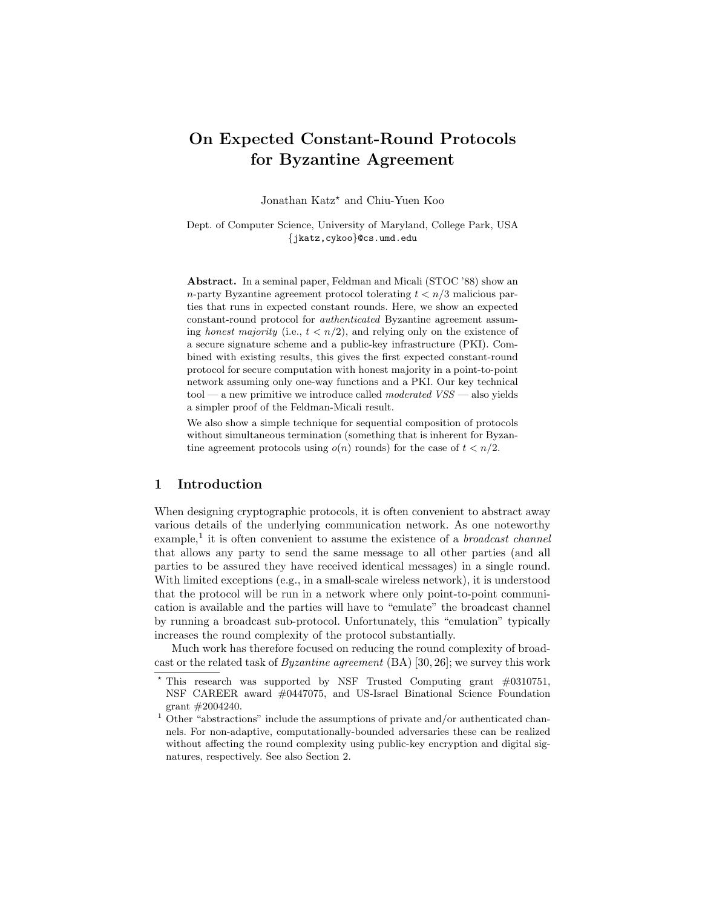// Page 1 of 18: title, authors, abstract, start of Section 1, and footnotes.

# On Expected Constant-Round Protocols for Byzantine Agreement

Jonathan Katz[⋆] and Chiu-Yuen Koo

Dept. of Computer Science, University of Maryland, College Park, USA
{jkatz,cykoo}@cs.umd.edu

**Abstract.** In a seminal paper, Feldman and Micali (STOC '88) show an $n$-party Byzantine agreement protocol tolerating $t < n/3$ malicious parties that runs in expected constant rounds. Here, we show an expected constant-round protocol for *authenticated* Byzantine agreement assuming *honest majority* (i.e., $t < n/2$), and relying only on the existence of a secure signature scheme and a public-key infrastructure (PKI). Combined with existing results, this gives the first expected constant-round protocol for secure computation with honest majority in a point-to-point network assuming only one-way functions and a PKI. Our key technical tool — a new primitive we introduce called *moderated VSS* — also yields a simpler proof of the Feldman-Micali result.

We also show a simple technique for sequential composition of protocols without simultaneous termination (something that is inherent for Byzantine agreement protocols using $o(n)$ rounds) for the case of $t < n/2$.

## 1 Introduction

When designing cryptographic protocols, it is often convenient to abstract away various details of the underlying communication network. As one noteworthy example,[1] it is often convenient to assume the existence of a *broadcast channel* that allows any party to send the same message to all other parties (and all parties to be assured they have received identical messages) in a single round. With limited exceptions (e.g., in a small-scale wireless network), it is understood that the protocol will be run in a network where only point-to-point communication is available and the parties will have to "emulate" the broadcast channel by running a broadcast sub-protocol. Unfortunately, this "emulation" typically increases the round complexity of the protocol substantially.

Much work has therefore focused on reducing the round complexity of broadcast or the related task of *Byzantine agreement* (BA) [30, 26]; we survey this work

---

[⋆] This research was supported by NSF Trusted Computing grant #0310751, NSF CAREER award #0447075, and US-Israel Binational Science Foundation grant #2004240.

[1] Other "abstractions" include the assumptions of private and/or authenticated channels. For non-adaptive, computationally-bounded adversaries these can be realized without affecting the round complexity using public-key encryption and digital signatures, respectively. See also Section 2.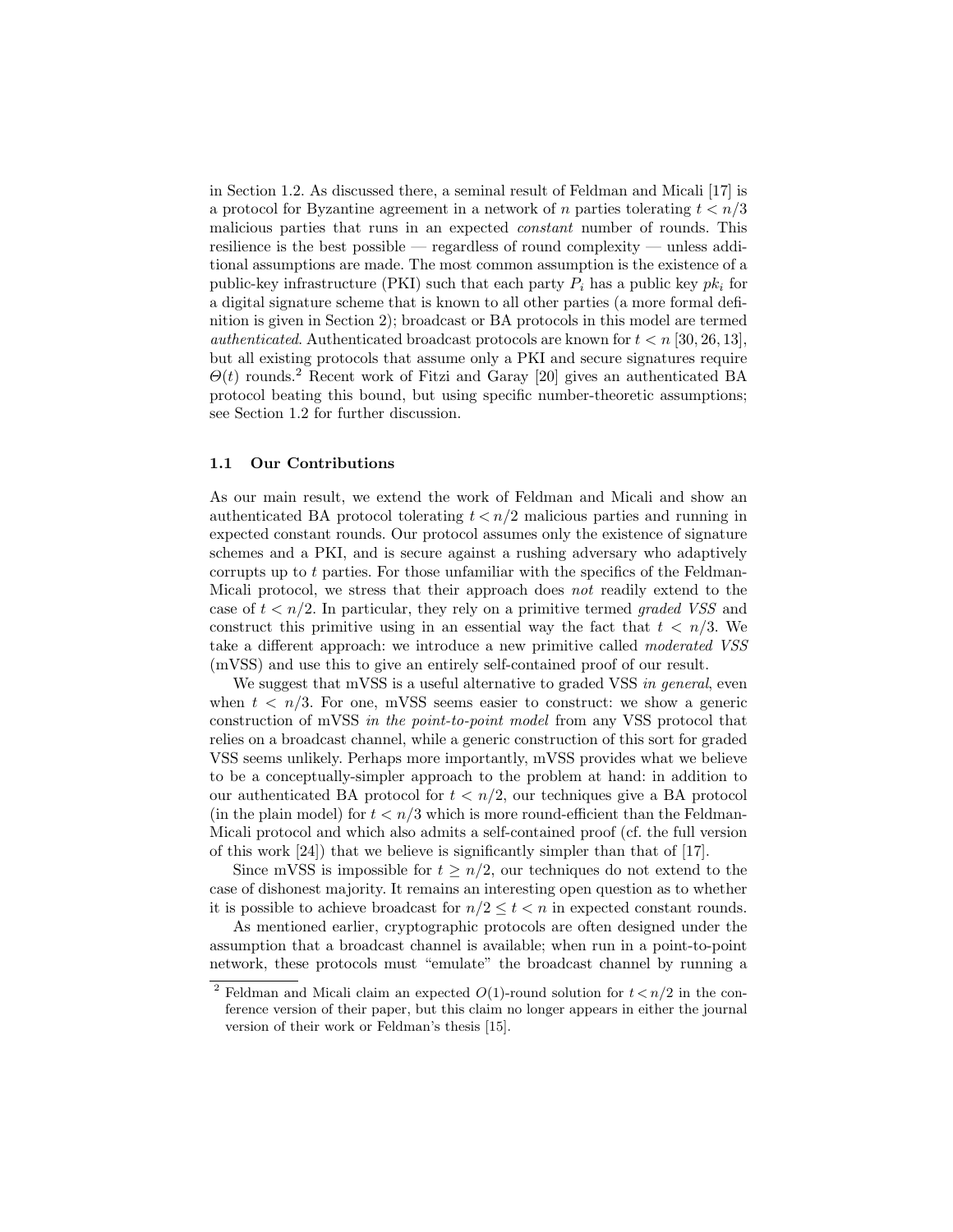in Section 1.2. As discussed there, a seminal result of Feldman and Micali [17] is a protocol for Byzantine agreement in a network of $n$ parties tolerating $t < n/3$ malicious parties that runs in an expected *constant* number of rounds. This resilience is the best possible — regardless of round complexity — unless additional assumptions are made. The most common assumption is the existence of a public-key infrastructure (PKI) such that each party $P_i$ has a public key $pk_i$ for a digital signature scheme that is known to all other parties (a more formal definition is given in Section 2); broadcast or BA protocols in this model are termed *authenticated*. Authenticated broadcast protocols are known for $t < n$ [30, 26, 13], but all existing protocols that assume only a PKI and secure signatures require $\Theta(t)$ rounds.[2] Recent work of Fitzi and Garay [20] gives an authenticated BA protocol beating this bound, but using specific number-theoretic assumptions; see Section 1.2 for further discussion.

### 1.1 Our Contributions

As our main result, we extend the work of Feldman and Micali and show an authenticated BA protocol tolerating $t < n/2$ malicious parties and running in expected constant rounds. Our protocol assumes only the existence of signature schemes and a PKI, and is secure against a rushing adversary who adaptively corrupts up to $t$ parties. For those unfamiliar with the specifics of the Feldman-Micali protocol, we stress that their approach does *not* readily extend to the case of $t < n/2$. In particular, they rely on a primitive termed *graded VSS* and construct this primitive using in an essential way the fact that $t < n/3$. We take a different approach: we introduce a new primitive called *moderated VSS* (mVSS) and use this to give an entirely self-contained proof of our result.

We suggest that mVSS is a useful alternative to graded VSS *in general*, even when $t < n/3$. For one, mVSS seems easier to construct: we show a generic construction of mVSS *in the point-to-point model* from any VSS protocol that relies on a broadcast channel, while a generic construction of this sort for graded VSS seems unlikely. Perhaps more importantly, mVSS provides what we believe to be a conceptually-simpler approach to the problem at hand: in addition to our authenticated BA protocol for $t < n/2$, our techniques give a BA protocol (in the plain model) for $t < n/3$ which is more round-efficient than the Feldman-Micali protocol and which also admits a self-contained proof (cf. the full version of this work [24]) that we believe is significantly simpler than that of [17].

Since mVSS is impossible for $t \geq n/2$, our techniques do not extend to the case of dishonest majority. It remains an interesting open question as to whether it is possible to achieve broadcast for $n/2 \leq t < n$ in expected constant rounds.

As mentioned earlier, cryptographic protocols are often designed under the assumption that a broadcast channel is available; when run in a point-to-point network, these protocols must "emulate" the broadcast channel by running a

[2] Feldman and Micali claim an expected $O(1)$-round solution for $t < n/2$ in the conference version of their paper, but this claim no longer appears in either the journal version of their work or Feldman's thesis [15].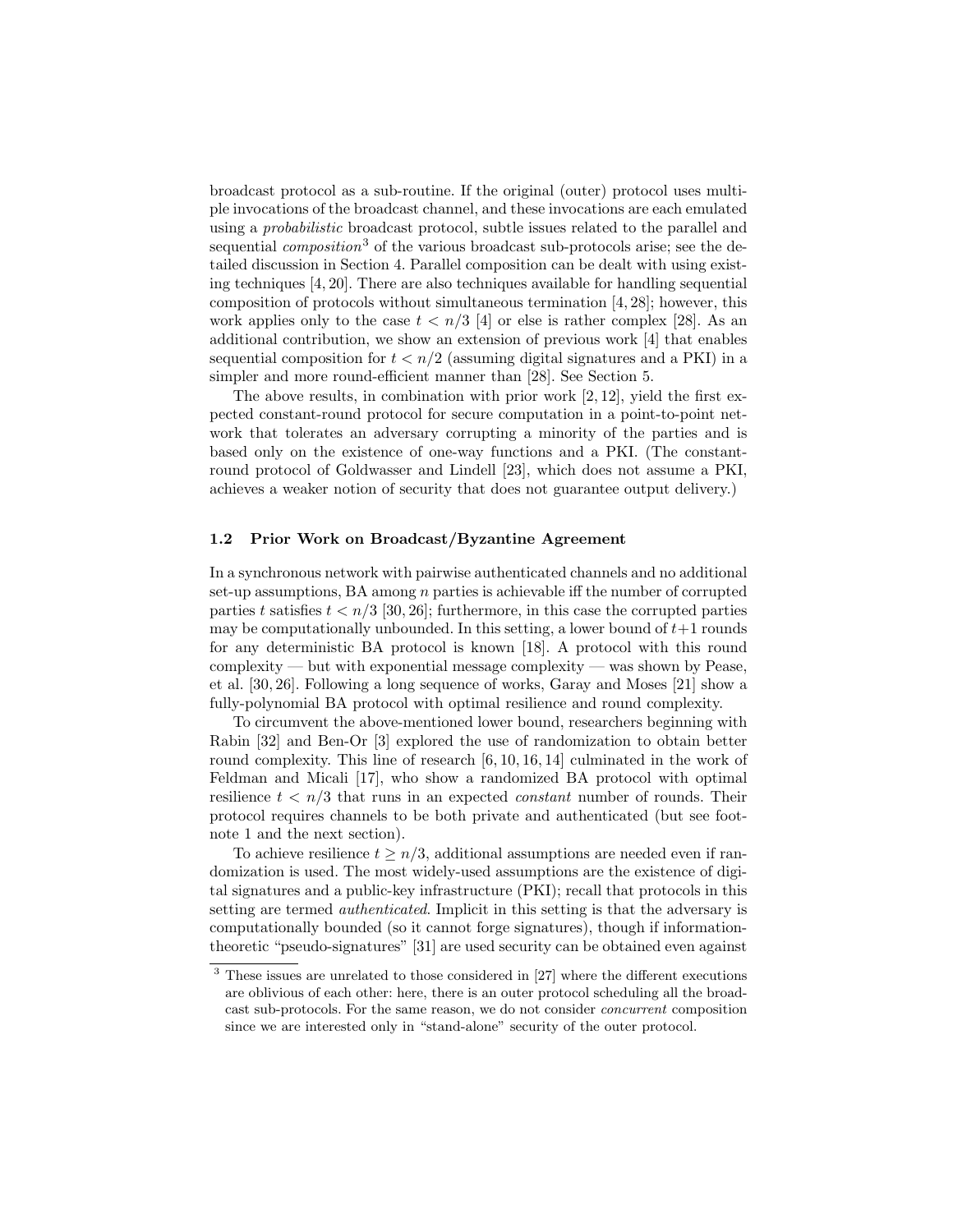broadcast protocol as a sub-routine. If the original (outer) protocol uses multiple invocations of the broadcast channel, and these invocations are each emulated using a *probabilistic* broadcast protocol, subtle issues related to the parallel and sequential *composition*[3] of the various broadcast sub-protocols arise; see the detailed discussion in Section 4. Parallel composition can be dealt with using existing techniques [4, 20]. There are also techniques available for handling sequential composition of protocols without simultaneous termination [4, 28]; however, this work applies only to the case $t < n/3$ [4] or else is rather complex [28]. As an additional contribution, we show an extension of previous work [4] that enables sequential composition for $t < n/2$ (assuming digital signatures and a PKI) in a simpler and more round-efficient manner than [28]. See Section 5.

The above results, in combination with prior work [2, 12], yield the first expected constant-round protocol for secure computation in a point-to-point network that tolerates an adversary corrupting a minority of the parties and is based only on the existence of one-way functions and a PKI. (The constant-round protocol of Goldwasser and Lindell [23], which does not assume a PKI, achieves a weaker notion of security that does not guarantee output delivery.)

### 1.2 Prior Work on Broadcast/Byzantine Agreement

In a synchronous network with pairwise authenticated channels and no additional set-up assumptions, BA among $n$ parties is achievable iff the number of corrupted parties $t$ satisfies $t < n/3$ [30, 26]; furthermore, in this case the corrupted parties may be computationally unbounded. In this setting, a lower bound of $t+1$ rounds for any deterministic BA protocol is known [18]. A protocol with this round complexity — but with exponential message complexity — was shown by Pease, et al. [30, 26]. Following a long sequence of works, Garay and Moses [21] show a fully-polynomial BA protocol with optimal resilience and round complexity.

To circumvent the above-mentioned lower bound, researchers beginning with Rabin [32] and Ben-Or [3] explored the use of randomization to obtain better round complexity. This line of research [6, 10, 16, 14] culminated in the work of Feldman and Micali [17], who show a randomized BA protocol with optimal resilience $t < n/3$ that runs in an expected *constant* number of rounds. Their protocol requires channels to be both private and authenticated (but see footnote 1 and the next section).

To achieve resilience $t \geq n/3$, additional assumptions are needed even if randomization is used. The most widely-used assumptions are the existence of digital signatures and a public-key infrastructure (PKI); recall that protocols in this setting are termed *authenticated*. Implicit in this setting is that the adversary is computationally bounded (so it cannot forge signatures), though if information-theoretic "pseudo-signatures" [31] are used security can be obtained even against

[3] These issues are unrelated to those considered in [27] where the different executions are oblivious of each other: here, there is an outer protocol scheduling all the broadcast sub-protocols. For the same reason, we do not consider *concurrent* composition since we are interested only in "stand-alone" security of the outer protocol.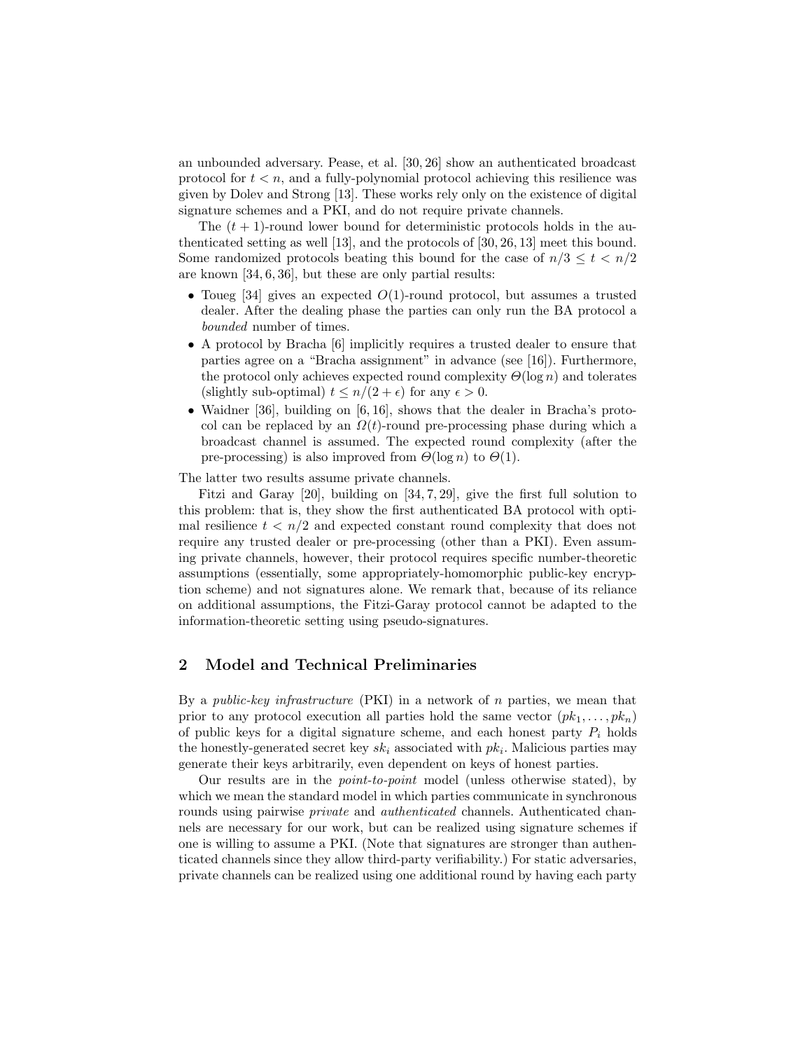an unbounded adversary. Pease, et al. [30, 26] show an authenticated broadcast protocol for $t < n$, and a fully-polynomial protocol achieving this resilience was given by Dolev and Strong [13]. These works rely only on the existence of digital signature schemes and a PKI, and do not require private channels.

The $(t+1)$-round lower bound for deterministic protocols holds in the authenticated setting as well [13], and the protocols of [30, 26, 13] meet this bound. Some randomized protocols beating this bound for the case of $n/3 \leq t < n/2$ are known [34, 6, 36], but these are only partial results:

- Toueg [34] gives an expected $O(1)$-round protocol, but assumes a trusted dealer. After the dealing phase the parties can only run the BA protocol a *bounded* number of times.
- A protocol by Bracha [6] implicitly requires a trusted dealer to ensure that parties agree on a "Bracha assignment" in advance (see [16]). Furthermore, the protocol only achieves expected round complexity $\Theta(\log n)$ and tolerates (slightly sub-optimal) $t \leq n/(2+\epsilon)$ for any $\epsilon > 0$.
- Waidner [36], building on [6, 16], shows that the dealer in Bracha's protocol can be replaced by an $\Omega(t)$-round pre-processing phase during which a broadcast channel is assumed. The expected round complexity (after the pre-processing) is also improved from $\Theta(\log n)$ to $\Theta(1)$.

The latter two results assume private channels.

Fitzi and Garay [20], building on [34, 7, 29], give the first full solution to this problem: that is, they show the first authenticated BA protocol with optimal resilience $t < n/2$ and expected constant round complexity that does not require any trusted dealer or pre-processing (other than a PKI). Even assuming private channels, however, their protocol requires specific number-theoretic assumptions (essentially, some appropriately-homomorphic public-key encryption scheme) and not signatures alone. We remark that, because of its reliance on additional assumptions, the Fitzi-Garay protocol cannot be adapted to the information-theoretic setting using pseudo-signatures.

## 2 Model and Technical Preliminaries

By a *public-key infrastructure* (PKI) in a network of $n$ parties, we mean that prior to any protocol execution all parties hold the same vector $(pk_1, \ldots, pk_n)$ of public keys for a digital signature scheme, and each honest party $P_i$ holds the honestly-generated secret key $sk_i$ associated with $pk_i$. Malicious parties may generate their keys arbitrarily, even dependent on keys of honest parties.

Our results are in the *point-to-point* model (unless otherwise stated), by which we mean the standard model in which parties communicate in synchronous rounds using pairwise *private* and *authenticated* channels. Authenticated channels are necessary for our work, but can be realized using signature schemes if one is willing to assume a PKI. (Note that signatures are stronger than authenticated channels since they allow third-party verifiability.) For static adversaries, private channels can be realized using one additional round by having each party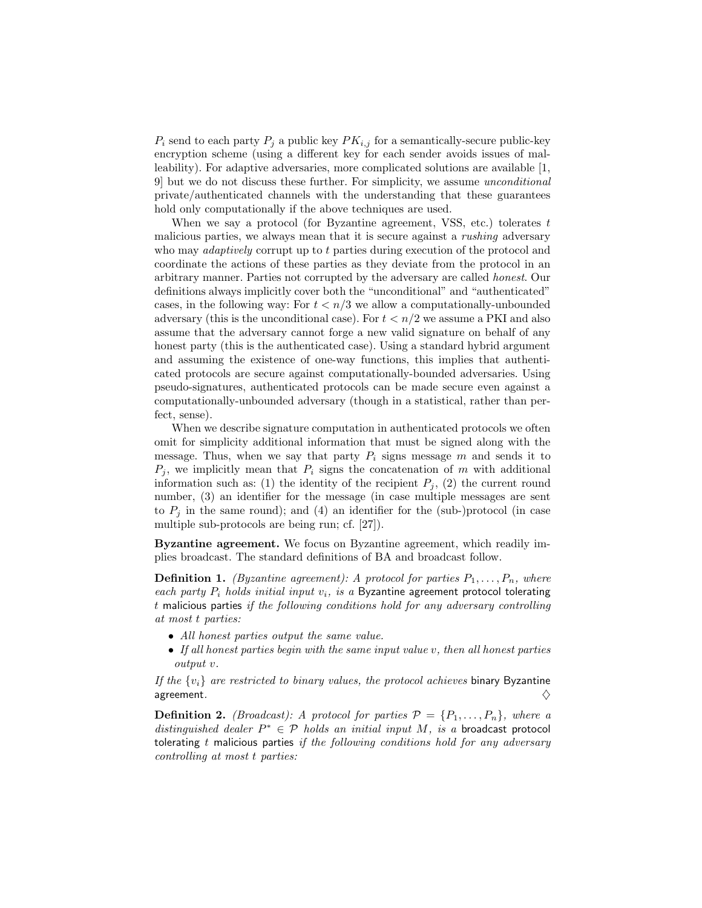$P_i$ send to each party $P_j$ a public key $PK_{i,j}$ for a semantically-secure public-key encryption scheme (using a different key for each sender avoids issues of malleability). For adaptive adversaries, more complicated solutions are available [1, 9] but we do not discuss these further. For simplicity, we assume *unconditional* private/authenticated channels with the understanding that these guarantees hold only computationally if the above techniques are used.

When we say a protocol (for Byzantine agreement, VSS, etc.) tolerates $t$ malicious parties, we always mean that it is secure against a *rushing* adversary who may *adaptively* corrupt up to $t$ parties during execution of the protocol and coordinate the actions of these parties as they deviate from the protocol in an arbitrary manner. Parties not corrupted by the adversary are called *honest*. Our definitions always implicitly cover both the "unconditional" and "authenticated" cases, in the following way: For $t < n/3$ we allow a computationally-unbounded adversary (this is the unconditional case). For $t < n/2$ we assume a PKI and also assume that the adversary cannot forge a new valid signature on behalf of any honest party (this is the authenticated case). Using a standard hybrid argument and assuming the existence of one-way functions, this implies that authenticated protocols are secure against computationally-bounded adversaries. Using pseudo-signatures, authenticated protocols can be made secure even against a computationally-unbounded adversary (though in a statistical, rather than perfect, sense).

When we describe signature computation in authenticated protocols we often omit for simplicity additional information that must be signed along with the message. Thus, when we say that party $P_i$ signs message $m$ and sends it to $P_j$, we implicitly mean that $P_i$ signs the concatenation of $m$ with additional information such as: (1) the identity of the recipient $P_j$, (2) the current round number, (3) an identifier for the message (in case multiple messages are sent to $P_j$ in the same round); and (4) an identifier for the (sub-)protocol (in case multiple sub-protocols are being run; cf. [27]).

**Byzantine agreement.** We focus on Byzantine agreement, which readily implies broadcast. The standard definitions of BA and broadcast follow.

**Definition 1.** *(Byzantine agreement): A protocol for parties $P_1, \ldots, P_n$, where each party $P_i$ holds initial input $v_i$, is a* Byzantine agreement protocol tolerating $t$ malicious parties *if the following conditions hold for any adversary controlling at most $t$ parties:*

- *All honest parties output the same value.*
- *If all honest parties begin with the same input value $v$, then all honest parties output $v$.*

*If the $\{v_i\}$ are restricted to binary values, the protocol achieves* binary Byzantine agreement. ◇

**Definition 2.** *(Broadcast): A protocol for parties $\mathcal{P} = \{P_1, \ldots, P_n\}$, where a distinguished dealer $P^* \in \mathcal{P}$ holds an initial input $M$, is a* broadcast protocol tolerating $t$ malicious parties *if the following conditions hold for any adversary controlling at most $t$ parties:*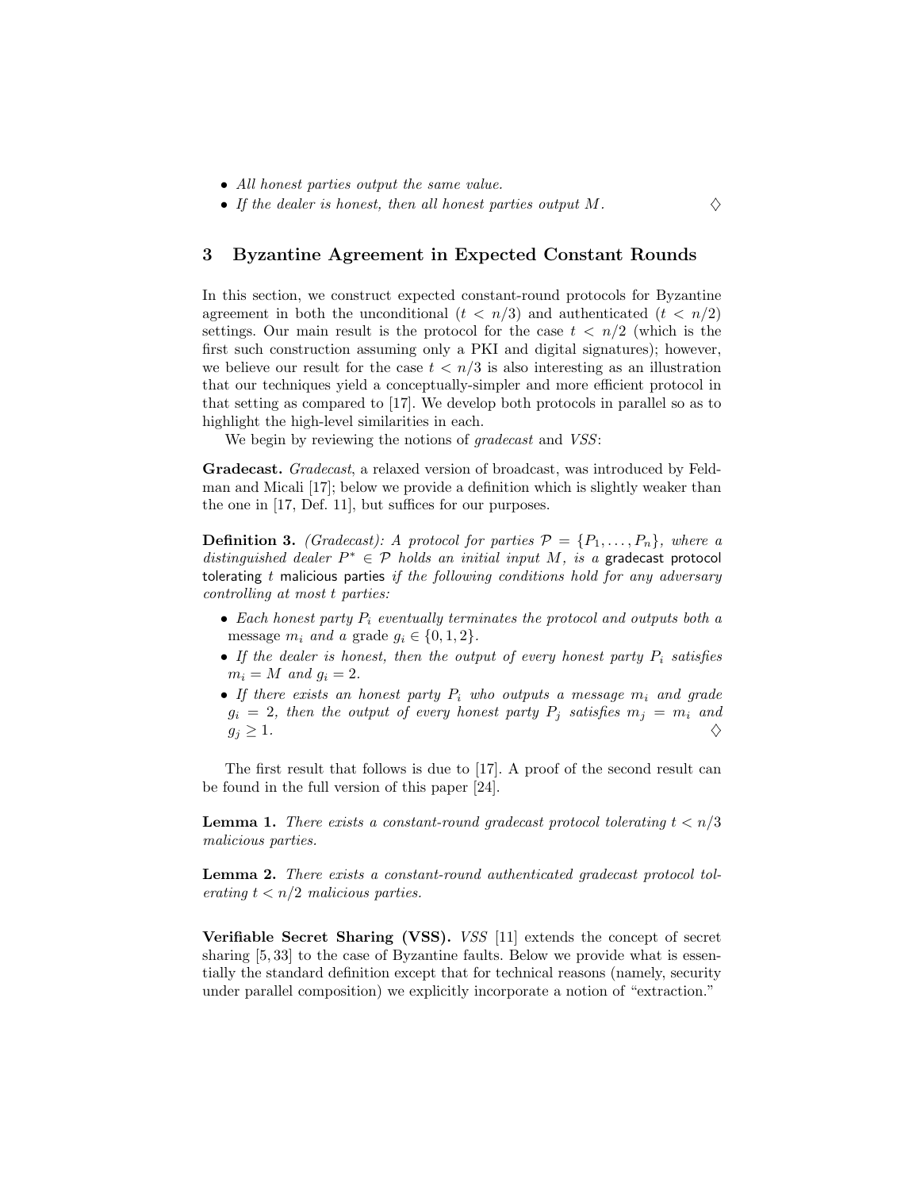- *All honest parties output the same value.*
- *If the dealer is honest, then all honest parties output $M$.* ♢

## 3 Byzantine Agreement in Expected Constant Rounds

In this section, we construct expected constant-round protocols for Byzantine agreement in both the unconditional ($t < n/3$) and authenticated ($t < n/2$) settings. Our main result is the protocol for the case $t < n/2$ (which is the first such construction assuming only a PKI and digital signatures); however, we believe our result for the case $t < n/3$ is also interesting as an illustration that our techniques yield a conceptually-simpler and more efficient protocol in that setting as compared to [17]. We develop both protocols in parallel so as to highlight the high-level similarities in each.

We begin by reviewing the notions of *gradecast* and *VSS*:

**Gradecast.** *Gradecast*, a relaxed version of broadcast, was introduced by Feldman and Micali [17]; below we provide a definition which is slightly weaker than the one in [17, Def. 11], but suffices for our purposes.

**Definition 3.** *(Gradecast): A protocol for parties $\mathcal{P} = \{P_1, \ldots, P_n\}$, where a distinguished dealer $P^* \in \mathcal{P}$ holds an initial input $M$, is a* gradecast protocol tolerating $t$ malicious parties *if the following conditions hold for any adversary controlling at most $t$ parties:*

- *Each honest party $P_i$ eventually terminates the protocol and outputs both a* message *$m_i$ and a* grade *$g_i \in \{0, 1, 2\}$.*
- *If the dealer is honest, then the output of every honest party $P_i$ satisfies $m_i = M$ and $g_i = 2$.*
- *If there exists an honest party $P_i$ who outputs a message $m_i$ and grade $g_i = 2$, then the output of every honest party $P_j$ satisfies $m_j = m_i$ and $g_j \geq 1$.* ♢

The first result that follows is due to [17]. A proof of the second result can be found in the full version of this paper [24].

**Lemma 1.** *There exists a constant-round gradecast protocol tolerating $t < n/3$ malicious parties.*

**Lemma 2.** *There exists a constant-round authenticated gradecast protocol tolerating $t < n/2$ malicious parties.*

**Verifiable Secret Sharing (VSS).** *VSS* [11] extends the concept of secret sharing [5, 33] to the case of Byzantine faults. Below we provide what is essentially the standard definition except that for technical reasons (namely, security under parallel composition) we explicitly incorporate a notion of "extraction."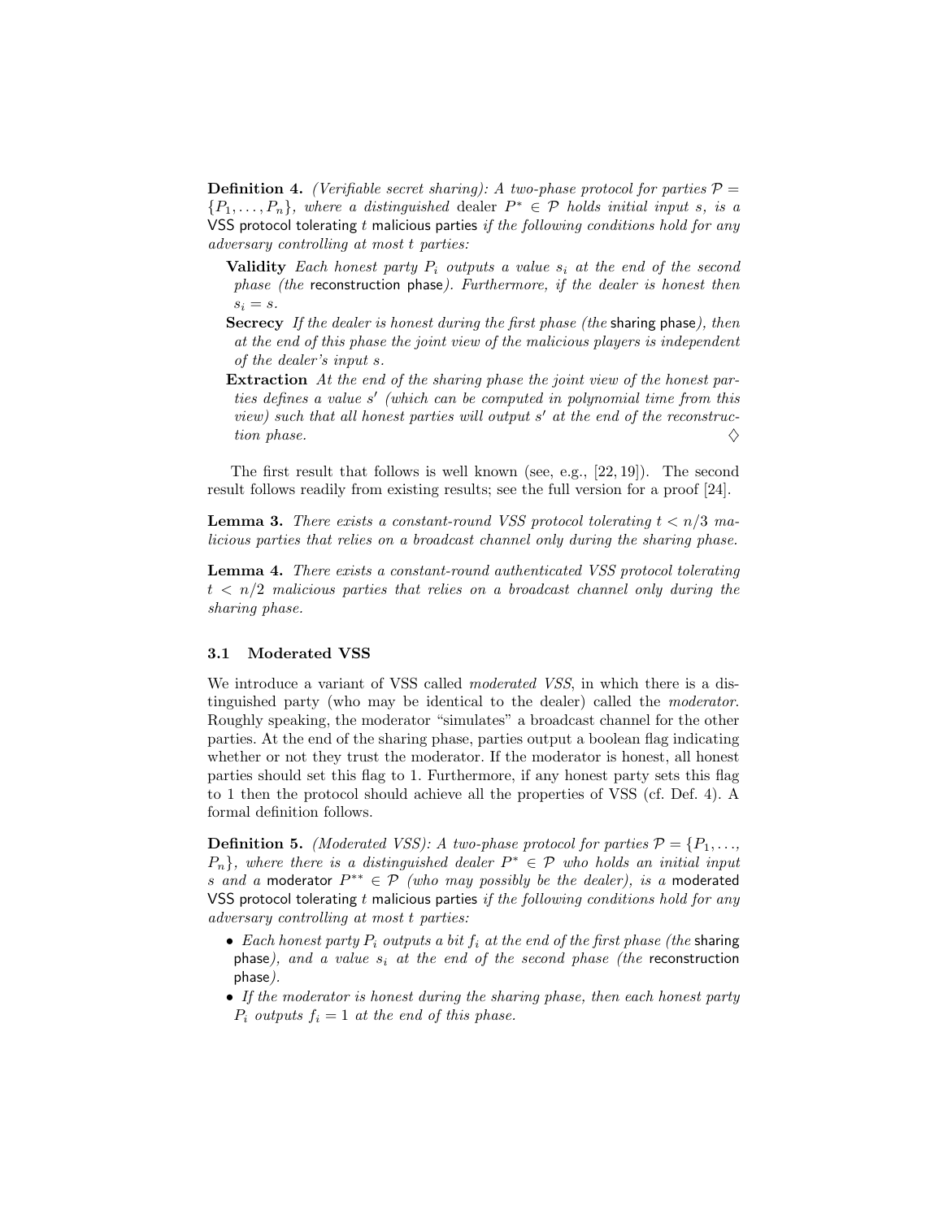**Definition 4.** *(Verifiable secret sharring): A two-phase protocol for parties $\mathcal{P} = \{P_1, \ldots, P_n\}$, where a distinguished* dealer $P^* \in \mathcal{P}$ *holds initial input $s$, is a* VSS protocol tolerating $t$ malicious parties *if the following conditions hold for any adversary controlling at most $t$ parties:*

- **Validity** *Each honest party $P_i$ outputs a value $s_i$ at the end of the second phase (the* reconstruction phase*). Furthermore, if the dealer is honest then $s_i = s$.*
- **Secrecy** *If the dealer is honest during the first phase (the* sharing phase*), then at the end of this phase the joint view of the malicious players is independent of the dealer's input $s$.*
- **Extraction** *At the end of the sharing phase the joint view of the honest parties defines a value $s'$ (which can be computed in polynomial time from this view) such that all honest parties will output $s'$ at the end of the reconstruction phase.* ♢

The first result that follows is well known (see, e.g., [22, 19]). The second result follows readily from existing results; see the full version for a proof [24].

**Lemma 3.** *There exists a constant-round VSS protocol tolerating $t < n/3$ malicious parties that relies on a broadcast channel only during the sharing phase.*

**Lemma 4.** *There exists a constant-round authenticated VSS protocol tolerating $t < n/2$ malicious parties that relies on a broadcast channel only during the sharing phase.*

### 3.1 Moderated VSS

We introduce a variant of VSS called *moderated VSS*, in which there is a distinguished party (who may be identical to the dealer) called the *moderator*. Roughly speaking, the moderator "simulates" a broadcast channel for the other parties. At the end of the sharing phase, parties output a boolean flag indicating whether or not they trust the moderator. If the moderator is honest, all honest parties should set this flag to 1. Furthermore, if any honest party sets this flag to 1 then the protocol should achieve all the properties of VSS (cf. Def. 4). A formal definition follows.

**Definition 5.** *(Moderated VSS): A two-phase protocol for parties $\mathcal{P} = \{P_1, \ldots, P_n\}$, where there is a distinguished dealer $P^* \in \mathcal{P}$ who holds an initial input $s$ and a* moderator $P^{**} \in \mathcal{P}$ *(who may possibly be the dealer), is a* moderated VSS protocol tolerating $t$ malicious parties *if the following conditions hold for any adversary controlling at most $t$ parties:*

- *Each honest party $P_i$ outputs a bit $f_i$ at the end of the first phase (the* sharing phase*), and a value $s_i$ at the end of the second phase (the* reconstruction phase*).*
- *If the moderator is honest during the sharing phase, then each honest party $P_i$ outputs $f_i = 1$ at the end of this phase.*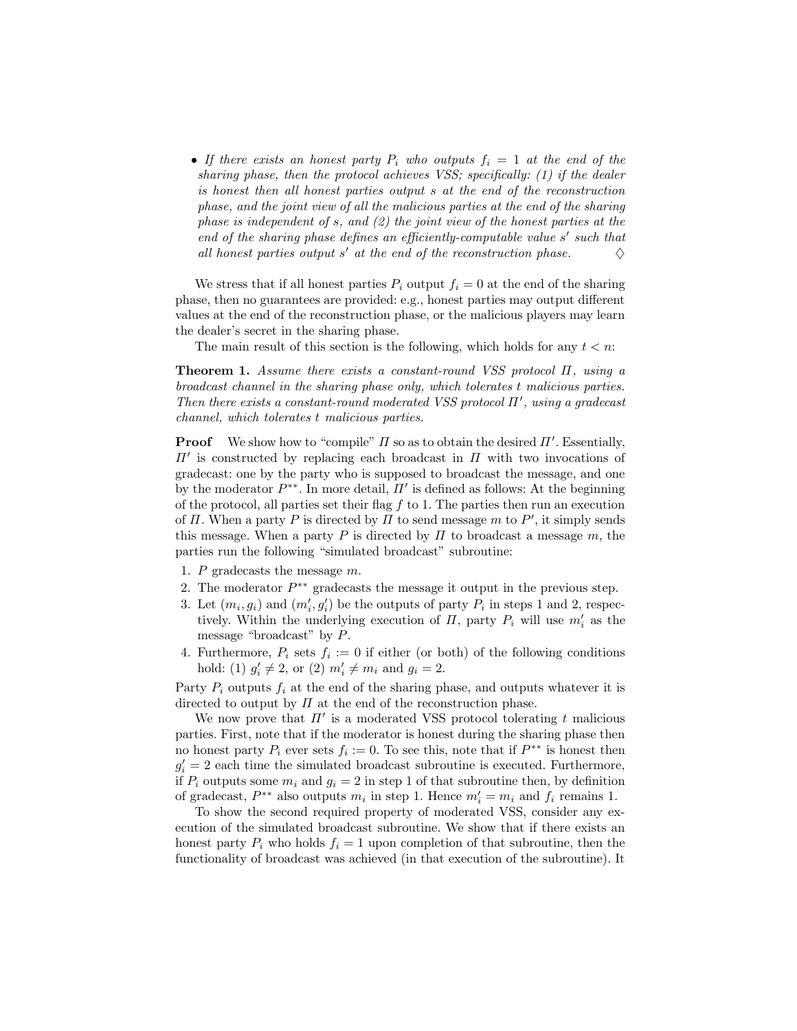- *If there exists an honest party $P_i$ who outputs $f_i = 1$ at the end of the sharing phase, then the protocol achieves VSS; specifically: (1) if the dealer is honest then all honest parties output $s$ at the end of the reconstruction phase, and the joint view of all the malicious parties at the end of the sharing phase is independent of $s$, and (2) the joint view of the honest parties at the end of the sharing phase defines an efficiently-computable value $s'$ such that all honest parties output $s'$ at the end of the reconstruction phase.* $\diamondsuit$

We stress that if all honest parties $P_i$ output $f_i = 0$ at the end of the sharing phase, then no guarantees are provided: e.g., honest parties may output different values at the end of the reconstruction phase, or the malicious players may learn the dealer's secret in the sharing phase.

The main result of this section is the following, which holds for any $t < n$:

**Theorem 1.** *Assume there exists a constant-round VSS protocol $\Pi$, using a broadcast channel in the sharing phase only, which tolerates $t$ malicious parties. Then there exists a constant-round moderated VSS protocol $\Pi'$, using a gradecast channel, which tolerates $t$ malicious parties.*

**Proof** We show how to "compile" $\Pi$ so as to obtain the desired $\Pi'$. Essentially, $\Pi'$ is constructed by replacing each broadcast in $\Pi$ with two invocations of gradecast: one by the party who is supposed to broadcast the message, and one by the moderator $P^{**}$. In more detail, $\Pi'$ is defined as follows: At the beginning of the protocol, all parties set their flag $f$ to 1. The parties then run an execution of $\Pi$. When a party $P$ is directed by $\Pi$ to send message $m$ to $P'$, it simply sends this message. When a party $P$ is directed by $\Pi$ to broadcast a message $m$, the parties run the following "simulated broadcast" subroutine:

1. $P$ gradecasts the message $m$.
2. The moderator $P^{**}$ gradecasts the message it output in the previous step.
3. Let $(m_i, g_i)$ and $(m_i', g_i')$ be the outputs of party $P_i$ in steps 1 and 2, respectively. Within the underlying execution of $\Pi$, party $P_i$ will use $m_i'$ as the message "broadcast" by $P$.
4. Furthermore, $P_i$ sets $f_i := 0$ if either (or both) of the following conditions hold: (1) $g_i' \neq 2$, or (2) $m_i' \neq m_i$ and $g_i = 2$.

Party $P_i$ outputs $f_i$ at the end of the sharing phase, and outputs whatever it is directed to output by $\Pi$ at the end of the reconstruction phase.

We now prove that $\Pi'$ is a moderated VSS protocol tolerating $t$ malicious parties. First, note that if the moderator is honest during the sharing phase then no honest party $P_i$ ever sets $f_i := 0$. To see this, note that if $P^{**}$ is honest then $g_i' = 2$ each time the simulated broadcast subroutine is executed. Furthermore, if $P_i$ outputs some $m_i$ and $g_i = 2$ in step 1 of that subroutine then, by definition of gradecast, $P^{**}$ also outputs $m_i$ in step 1. Hence $m_i' = m_i$ and $f_i$ remains 1.

To show the second required property of moderated VSS, consider any execution of the simulated broadcast subroutine. We show that if there exists an honest party $P_i$ who holds $f_i = 1$ upon completion of that subroutine, then the functionality of broadcast was achieved (in that execution of the subroutine). It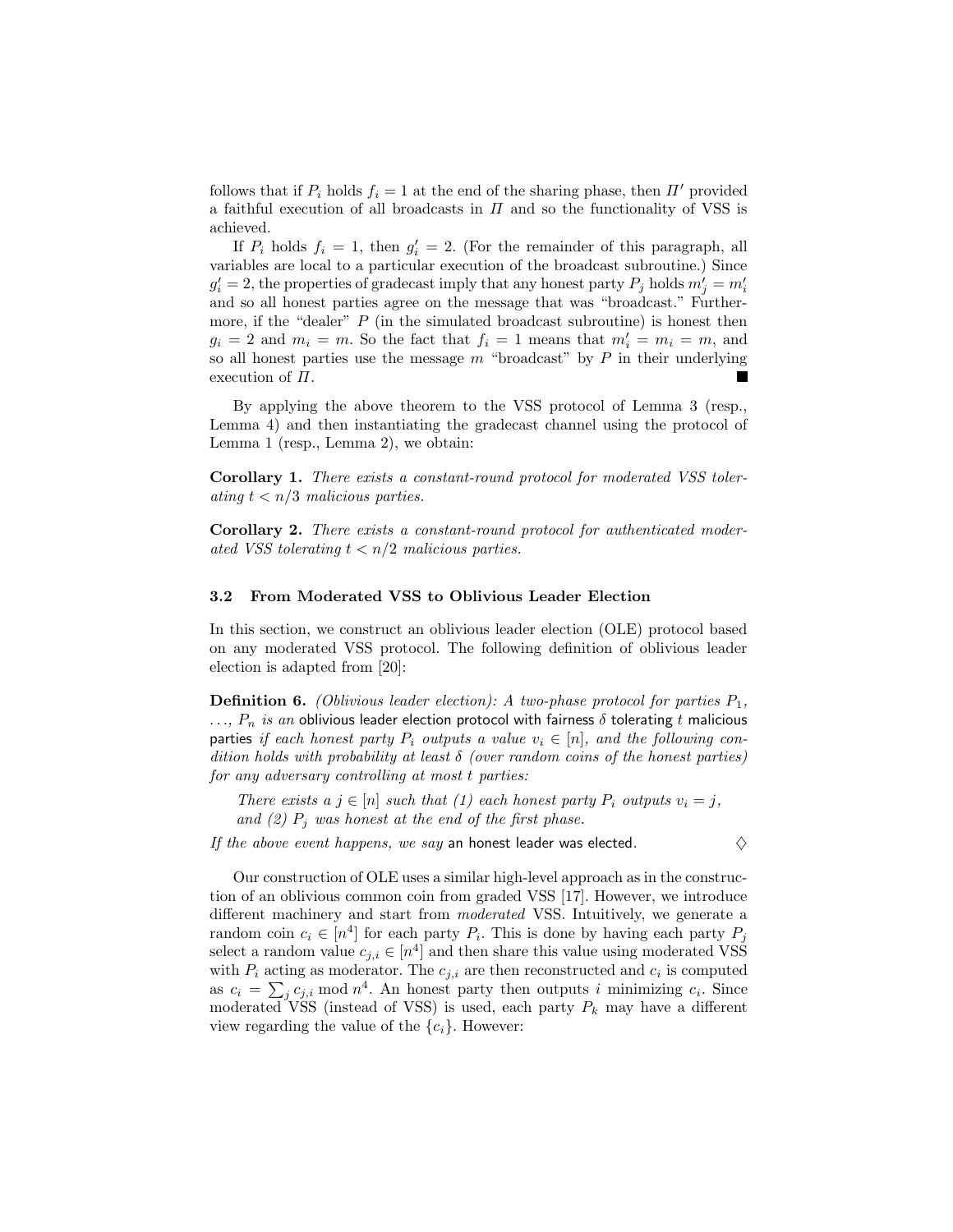follows that if $P_i$ holds $f_i = 1$ at the end of the sharing phase, then $\Pi'$ provided a faithful execution of all broadcasts in $\Pi$ and so the functionality of VSS is achieved.

If $P_i$ holds $f_i = 1$, then $g'_i = 2$. (For the remainder of this paragraph, all variables are local to a particular execution of the broadcast subroutine.) Since $g'_i = 2$, the properties of gradecast imply that any honest party $P_j$ holds $m'_j = m'_i$ and so all honest parties agree on the message that was "broadcast." Furthermore, if the "dealer" $P$ (in the simulated broadcast subroutine) is honest then $g_i = 2$ and $m_i = m$. So the fact that $f_i = 1$ means that $m'_i = m_i = m$, and so all honest parties use the message $m$ "broadcast" by $P$ in their underlying execution of $\Pi$. ∎

By applying the above theorem to the VSS protocol of Lemma 3 (resp., Lemma 4) and then instantiating the gradecast channel using the protocol of Lemma 1 (resp., Lemma 2), we obtain:

**Corollary 1.** *There exists a constant-round protocol for moderated VSS tolerating $t < n/3$ malicious parties.*

**Corollary 2.** *There exists a constant-round protocol for authenticated moderated VSS tolerating $t < n/2$ malicious parties.*

### 3.2 From Moderated VSS to Oblivious Leader Election

In this section, we construct an oblivious leader election (OLE) protocol based on any moderated VSS protocol. The following definition of oblivious leader election is adapted from [20]:

**Definition 6.** *(Oblivious leader election): A two-phase protocol for parties $P_1, \ldots, P_n$ is an* oblivious leader election protocol with fairness $\delta$ tolerating $t$ malicious parties *if each honest party $P_i$ outputs a value $v_i \in [n]$, and the following condition holds with probability at least $\delta$ (over random coins of the honest parties) for any adversary controlling at most $t$ parties:*

> *There exists a $j \in [n]$ such that (1) each honest party $P_i$ outputs $v_i = j$, and (2) $P_j$ was honest at the end of the first phase.*

*If the above event happens, we say* an honest leader was elected*.* ♢

Our construction of OLE uses a similar high-level approach as in the construction of an oblivious common coin from graded VSS [17]. However, we introduce different machinery and start from *moderated* VSS. Intuitively, we generate a random coin $c_i \in [n^4]$ for each party $P_i$. This is done by having each party $P_j$ select a random value $c_{j,i} \in [n^4]$ and then share this value using moderated VSS with $P_i$ acting as moderator. The $c_{j,i}$ are then reconstructed and $c_i$ is computed as $c_i = \sum_j c_{j,i} \bmod n^4$. An honest party then outputs $i$ minimizing $c_i$. Since moderated VSS (instead of VSS) is used, each party $P_k$ may have a different view regarding the value of the $\{c_i\}$. However: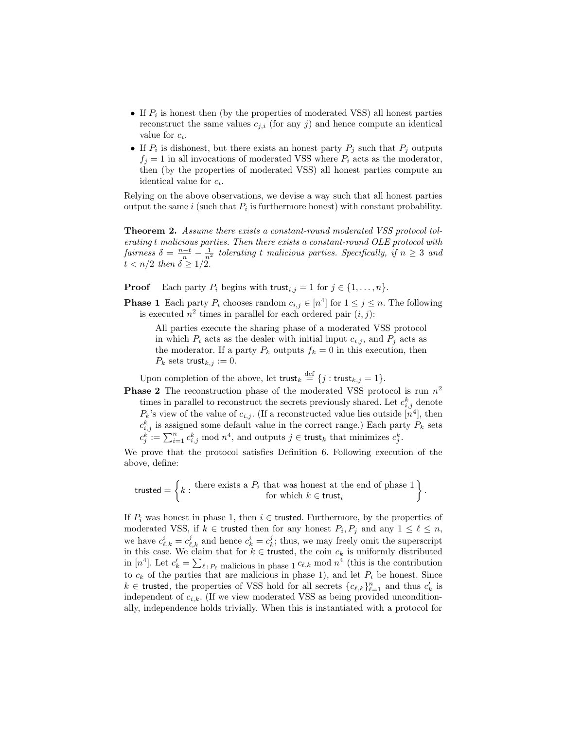- If $P_i$ is honest then (by the properties of moderated VSS) all honest parties reconstruct the same values $c_{j,i}$ (for any $j$) and hence compute an identical value for $c_i$.
- If $P_i$ is dishonest, but there exists an honest party $P_j$ such that $P_j$ outputs $f_j = 1$ in all invocations of moderated VSS where $P_i$ acts as the moderator, then (by the properties of moderated VSS) all honest parties compute an identical value for $c_i$.

Relying on the above observations, we devise a way such that all honest parties output the same $i$ (such that $P_i$ is furthermore honest) with constant probability.

**Theorem 2.** *Assume there exists a constant-round moderated VSS protocol tolerating $t$ malicious parties. Then there exists a constant-round OLE protocol with fairness $\delta = \frac{n-t}{n} - \frac{1}{n^2}$ tolerating $t$ malicious parties. Specifically, if $n \geq 3$ and $t < n/2$ then $\delta \geq 1/2$.*

**Proof** Each party $P_i$ begins with $\mathsf{trust}_{i,j} = 1$ for $j \in \{1, \dots, n\}$.

**Phase 1** Each party $P_i$ chooses random $c_{i,j} \in [n^4]$ for $1 \leq j \leq n$. The following is executed $n^2$ times in parallel for each ordered pair $(i, j)$:

> All parties execute the sharing phase of a moderated VSS protocol in which $P_i$ acts as the dealer with initial input $c_{i,j}$, and $P_j$ acts as the moderator. If a party $P_k$ outputs $f_k = 0$ in this execution, then $P_k$ sets $\mathsf{trust}_{k,j} := 0$.

Upon completion of the above, let $\mathsf{trust}_k \stackrel{\text{def}}{=} \{j : \mathsf{trust}_{k,j} = 1\}$.

**Phase 2** The reconstruction phase of the moderated VSS protocol is run $n^2$ times in parallel to reconstruct the secrets previously shared. Let $c^k_{i,j}$ denote $P_k$'s view of the value of $c_{i,j}$. (If a reconstructed value lies outside $[n^4]$, then $c^k_{i,j}$ is assigned some default value in the correct range.) Each party $P_k$ sets $c^k_j := \sum_{i=1}^n c^k_{i,j} \bmod n^4$, and outputs $j \in \mathsf{trust}_k$ that minimizes $c^k_j$.

We prove that the protocol satisfies Definition 6. Following execution of the above, define:

$$\mathsf{trusted} = \left\{ k : \begin{array}{c} \text{there exists a } P_i \text{ that was honest at the end of phase 1} \\ \text{for which } k \in \mathsf{trust}_i \end{array} \right\}.$$

If $P_i$ was honest in phase 1, then $i \in \mathsf{trusted}$. Furthermore, by the properties of moderated VSS, if $k \in \mathsf{trusted}$ then for any honest $P_i, P_j$ and any $1 \leq \ell \leq n$, we have $c^i_{\ell,k} = c^j_{\ell,k}$ and hence $c^i_k = c^j_k$; thus, we may freely omit the superscript in this case. We claim that for $k \in \mathsf{trusted}$, the coin $c_k$ is uniformly distributed in $[n^4]$. Let $c'_k = \sum_{\ell : P_\ell \text{ malicious in phase 1}} c_{\ell,k} \bmod n^4$ (this is the contribution to $c_k$ of the parties that are malicious in phase 1), and let $P_i$ be honest. Since $k \in \mathsf{trusted}$, the properties of VSS hold for all secrets $\{c_{\ell,k}\}_{\ell=1}^n$ and thus $c'_k$ is independent of $c_{i,k}$. (If we view moderated VSS as being provided unconditionally, independence holds trivially. When this is instantiated with a protocol for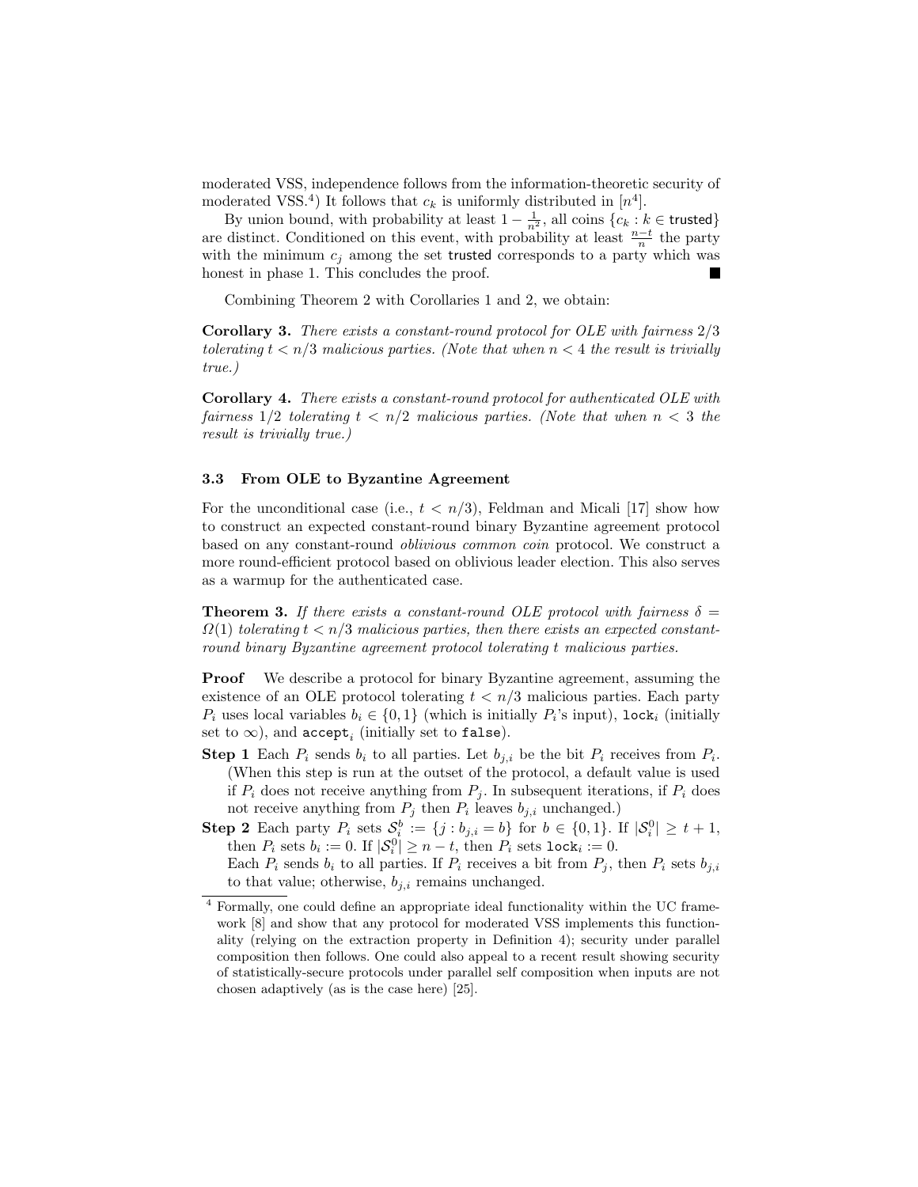moderated VSS, independence follows from the information-theoretic security of moderated VSS.[4]) It follows that $c_k$ is uniformly distributed in $[n^4]$.

By union bound, with probability at least $1 - \frac{1}{n^2}$, all coins $\{c_k : k \in \mathsf{trusted}\}$ are distinct. Conditioned on this event, with probability at least $\frac{n-t}{n}$ the party with the minimum $c_j$ among the set trusted corresponds to a party which was honest in phase 1. This concludes the proof. ∎

Combining Theorem 2 with Corollaries 1 and 2, we obtain:

**Corollary 3.** *There exists a constant-round protocol for OLE with fairness 2/3 tolerating $t < n/3$ malicious parties. (Note that when $n < 4$ the result is trivially true.)*

**Corollary 4.** *There exists a constant-round protocol for authenticated OLE with fairness 1/2 tolerating $t < n/2$ malicious parties. (Note that when $n < 3$ the result is trivially true.)*

### 3.3 From OLE to Byzantine Agreement

For the unconditional case (i.e., $t < n/3$), Feldman and Micali [17] show how to construct an expected constant-round binary Byzantine agreement protocol based on any constant-round *oblivious common coin* protocol. We construct a more round-efficient protocol based on oblivious leader election. This also serves as a warmup for the authenticated case.

**Theorem 3.** *If there exists a constant-round OLE protocol with fairness $\delta = \Omega(1)$ tolerating $t < n/3$ malicious parties, then there exists an expected constant-round binary Byzantine agreement protocol tolerating $t$ malicious parties.*

**Proof** We describe a protocol for binary Byzantine agreement, assuming the existence of an OLE protocol tolerating $t < n/3$ malicious parties. Each party $P_i$ uses local variables $b_i \in \{0, 1\}$ (which is initially $P_i$'s input), $\mathtt{lock}_i$ (initially set to $\infty$), and $\mathtt{accept}_i$ (initially set to $\mathtt{false}$).

**Step 1** Each $P_i$ sends $b_i$ to all parties. Let $b_{j,i}$ be the bit $P_i$ receives from $P_i$. (When this step is run at the outset of the protocol, a default value is used if $P_i$ does not receive anything from $P_j$. In subsequent iterations, if $P_i$ does not receive anything from $P_j$ then $P_i$ leaves $b_{j,i}$ unchanged.)

**Step 2** Each party $P_i$ sets $\mathcal{S}_i^b := \{j : b_{j,i} = b\}$ for $b \in \{0, 1\}$. If $|\mathcal{S}_i^0| \geq t + 1$, then $P_i$ sets $b_i := 0$. If $|\mathcal{S}_i^0| \geq n - t$, then $P_i$ sets $\mathtt{lock}_i := 0$.
Each $P_i$ sends $b_i$ to all parties. If $P_i$ receives a bit from $P_j$, then $P_i$ sets $b_{j,i}$ to that value; otherwise, $b_{j,i}$ remains unchanged.

---

[4] Formally, one could define an appropriate ideal functionality within the UC framework [8] and show that any protocol for moderated VSS implements this functionality (relying on the extraction property in Definition 4); security under parallel composition then follows. One could also appeal to a recent result showing security of statistically-secure protocols under parallel self composition when inputs are not chosen adaptively (as is the case here) [25].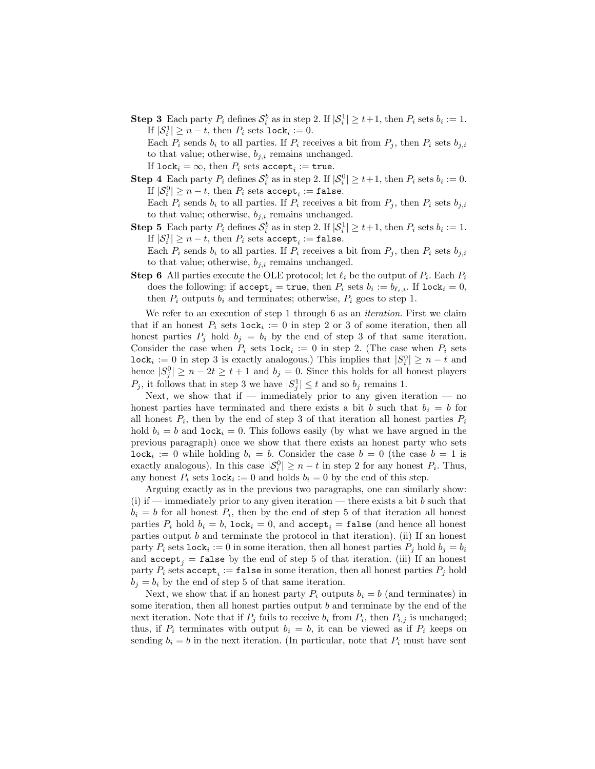**Step 3** Each party $P_i$ defines $\mathcal{S}_i^b$ as in step 2. If $|\mathcal{S}_i^1| \geq t+1$, then $P_i$ sets $b_i := 1$. If $|\mathcal{S}_i^1| \geq n-t$, then $P_i$ sets $\texttt{lock}_i := 0$.

Each $P_i$ sends $b_i$ to all parties. If $P_i$ receives a bit from $P_j$, then $P_i$ sets $b_{j,i}$ to that value; otherwise, $b_{j,i}$ remains unchanged.

If $\texttt{lock}_i = \infty$, then $P_i$ sets $\texttt{accept}_i := \texttt{true}$.

**Step 4** Each party $P_i$ defines $\mathcal{S}_i^b$ as in step 2. If $|\mathcal{S}_i^0| \geq t+1$, then $P_i$ sets $b_i := 0$. If $|\mathcal{S}_i^0| \geq n-t$, then $P_i$ sets $\texttt{accept}_i := \texttt{false}$.

Each $P_i$ sends $b_i$ to all parties. If $P_i$ receives a bit from $P_j$, then $P_i$ sets $b_{j,i}$ to that value; otherwise, $b_{j,i}$ remains unchanged.

**Step 5** Each party $P_i$ defines $\mathcal{S}_i^b$ as in step 2. If $|\mathcal{S}_i^1| \geq t+1$, then $P_i$ sets $b_i := 1$. If $|\mathcal{S}_i^1| \geq n-t$, then $P_i$ sets $\texttt{accept}_i := \texttt{false}$.

Each $P_i$ sends $b_i$ to all parties. If $P_i$ receives a bit from $P_j$, then $P_i$ sets $b_{j,i}$ to that value; otherwise, $b_{j,i}$ remains unchanged.

**Step 6** All parties execute the OLE protocol; let $\ell_i$ be the output of $P_i$. Each $P_i$ does the following: if $\texttt{accept}_i = \texttt{true}$, then $P_i$ sets $b_i := b_{\ell_i,i}$. If $\texttt{lock}_i = 0$, then $P_i$ outputs $b_i$ and terminates; otherwise, $P_i$ goes to step 1.

We refer to an execution of step 1 through 6 as an *iteration*. First we claim that if an honest $P_i$ sets $\texttt{lock}_i := 0$ in step 2 or 3 of some iteration, then all honest parties $P_j$ hold $b_j = b_i$ by the end of step 3 of that same iteration. Consider the case when $P_i$ sets $\texttt{lock}_i := 0$ in step 2. (The case when $P_i$ sets $\texttt{lock}_i := 0$ in step 3 is exactly analogous.) This implies that $|S_i^0| \geq n-t$ and hence $|S_j^0| \geq n-2t \geq t+1$ and $b_j = 0$. Since this holds for all honest players $P_j$, it follows that in step 3 we have $|S_j^1| \leq t$ and so $b_j$ remains 1.

Next, we show that if — immediately prior to any given iteration — no honest parties have terminated and there exists a bit $b$ such that $b_i = b$ for all honest $P_i$, then by the end of step 3 of that iteration all honest parties $P_i$ hold $b_i = b$ and $\texttt{lock}_i = 0$. This follows easily (by what we have argued in the previous paragraph) once we show that there exists an honest party who sets $\texttt{lock}_i := 0$ while holding $b_i = b$. Consider the case $b = 0$ (the case $b = 1$ is exactly analogous). In this case $|\mathcal{S}_i^0| \geq n-t$ in step 2 for any honest $P_i$. Thus, any honest $P_i$ sets $\texttt{lock}_i := 0$ and holds $b_i = 0$ by the end of this step.

Arguing exactly as in the previous two paragraphs, one can similarly show: (i) if — immediately prior to any given iteration — there exists a bit $b$ such that $b_i = b$ for all honest $P_i$, then by the end of step 5 of that iteration all honest parties $P_i$ hold $b_i = b$, $\texttt{lock}_i = 0$, and $\texttt{accept}_i = \texttt{false}$ (and hence all honest parties output $b$ and terminate the protocol in that iteration). (ii) If an honest party $P_i$ sets $\texttt{lock}_i := 0$ in some iteration, then all honest parties $P_j$ hold $b_j = b_i$ and $\texttt{accept}_j = \texttt{false}$ by the end of step 5 of that iteration. (iii) If an honest party $P_i$ sets $\texttt{accept}_i := \texttt{false}$ in some iteration, then all honest parties $P_j$ hold $b_j = b_i$ by the end of step 5 of that same iteration.

Next, we show that if an honest party $P_i$ outputs $b_i = b$ (and terminates) in some iteration, then all honest parties output $b$ and terminate by the end of the next iteration. Note that if $P_j$ fails to receive $b_i$ from $P_i$, then $P_{i,j}$ is unchanged; thus, if $P_i$ terminates with output $b_i = b$, it can be viewed as if $P_i$ keeps on sending $b_i = b$ in the next iteration. (In particular, note that $P_i$ must have sent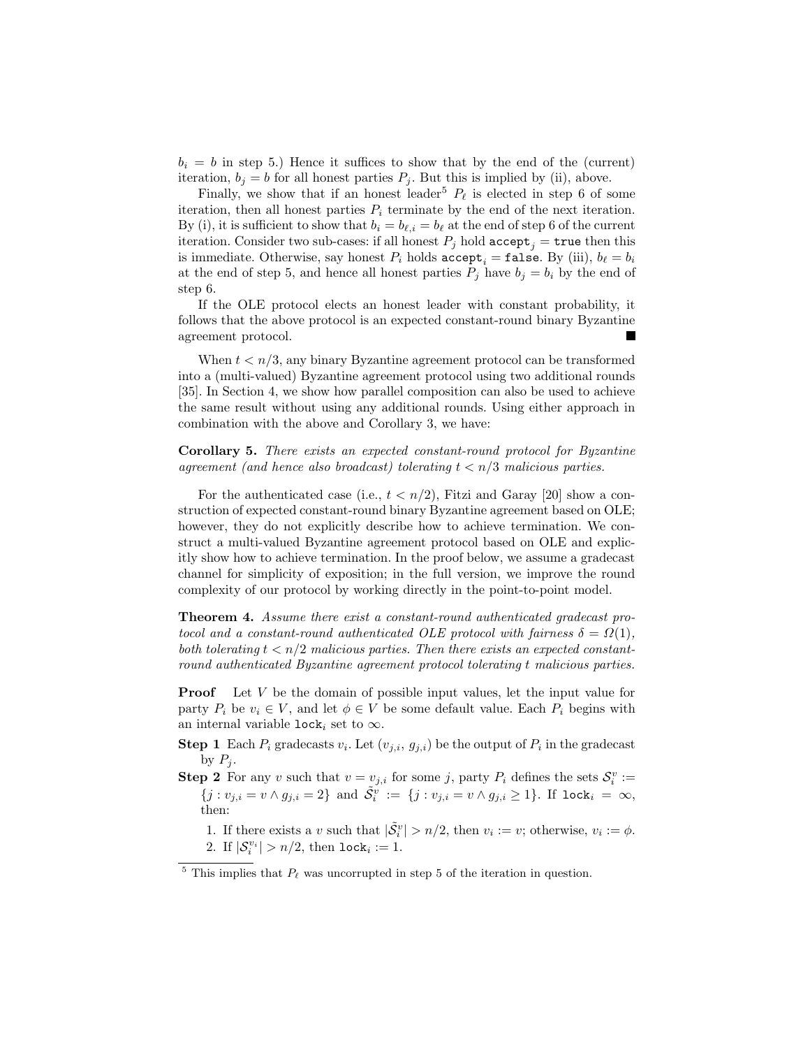$b_i = b$ in step 5.) Hence it suffices to show that by the end of the (current) iteration, $b_j = b$ for all honest parties $P_j$. But this is implied by (ii), above.

Finally, we show that if an honest leader[5] $P_\ell$ is elected in step 6 of some iteration, then all honest parties $P_i$ terminate by the end of the next iteration. By (i), it is sufficient to show that $b_i = b_{\ell,i} = b_\ell$ at the end of step 6 of the current iteration. Consider two sub-cases: if all honest $P_j$ hold $\texttt{accept}_j = \texttt{true}$ then this is immediate. Otherwise, say honest $P_i$ holds $\texttt{accept}_i = \texttt{false}$. By (iii), $b_\ell = b_i$ at the end of step 5, and hence all honest parties $P_j$ have $b_j = b_i$ by the end of step 6.

If the OLE protocol elects an honest leader with constant probability, it follows that the above protocol is an expected constant-round binary Byzantine agreement protocol. ∎

When $t < n/3$, any binary Byzantine agreement protocol can be transformed into a (multi-valued) Byzantine agreement protocol using two additional rounds [35]. In Section 4, we show how parallel composition can also be used to achieve the same result without using any additional rounds. Using either approach in combination with the above and Corollary 3, we have:

**Corollary 5.** *There exists an expected constant-round protocol for Byzantine agreement (and hence also broadcast) tolerating $t < n/3$ malicious parties.*

For the authenticated case (i.e., $t < n/2$), Fitzi and Garay [20] show a construction of expected constant-round binary Byzantine agreement based on OLE; however, they do not explicitly describe how to achieve termination. We construct a multi-valued Byzantine agreement protocol based on OLE and explicitly show how to achieve termination. In the proof below, we assume a gradecast channel for simplicity of exposition; in the full version, we improve the round complexity of our protocol by working directly in the point-to-point model.

**Theorem 4.** *Assume there exist a constant-round authenticated gradecast protocol and a constant-round authenticated OLE protocol with fairness $\delta = \Omega(1)$, both tolerating $t < n/2$ malicious parties. Then there exists an expected constant-round authenticated Byzantine agreement protocol tolerating $t$ malicious parties.*

**Proof** Let $V$ be the domain of possible input values, let the input value for party $P_i$ be $v_i \in V$, and let $\phi \in V$ be some default value. Each $P_i$ begins with an internal variable $\texttt{lock}_i$ set to $\infty$.

**Step 1** Each $P_i$ gradecasts $v_i$. Let $(v_{j,i}, g_{j,i})$ be the output of $P_i$ in the gradecast by $P_j$.

**Step 2** For any $v$ such that $v = v_{j,i}$ for some $j$, party $P_i$ defines the sets $\mathcal{S}_i^v := \{j : v_{j,i} = v \wedge g_{j,i} = 2\}$ and $\tilde{\mathcal{S}}_i^v := \{j : v_{j,i} = v \wedge g_{j,i} \geq 1\}$. If $\texttt{lock}_i = \infty$, then:

1. If there exists a $v$ such that $|\tilde{\mathcal{S}}_i^v| > n/2$, then $v_i := v$; otherwise, $v_i := \phi$.
2. If $|\mathcal{S}_i^{v_i}| > n/2$, then $\texttt{lock}_i := 1$.

[5] This implies that $P_\ell$ was uncorrupted in step 5 of the iteration in question.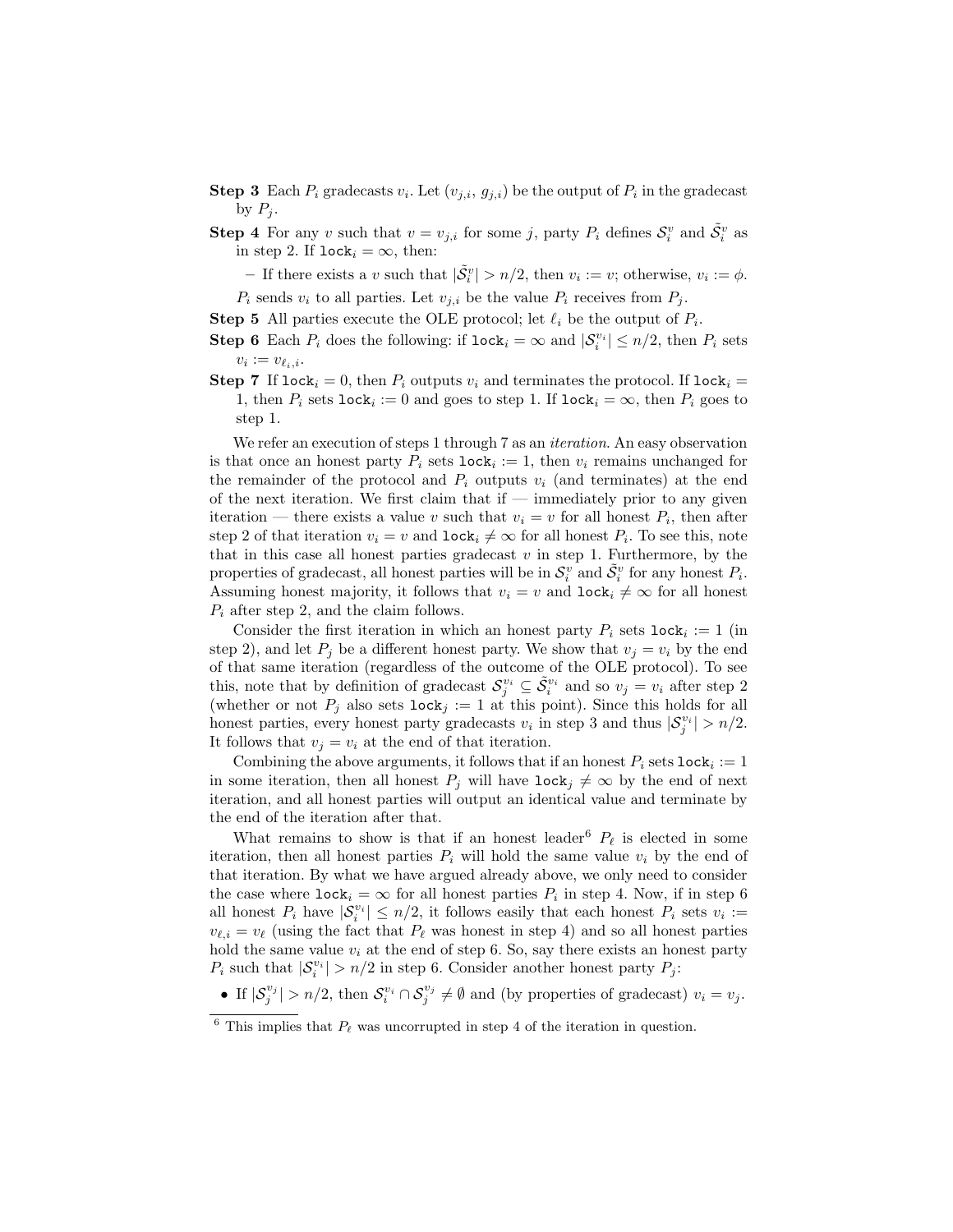**Step 3** Each $P_i$ gradecasts $v_i$. Let $(v_{j,i}, g_{j,i})$ be the output of $P_i$ in the gradecast by $P_j$.

**Step 4** For any $v$ such that $v = v_{j,i}$ for some $j$, party $P_i$ defines $\mathcal{S}_i^v$ and $\tilde{\mathcal{S}}_i^v$ as in step 2. If $\texttt{lock}_i = \infty$, then:

– If there exists a $v$ such that $|\tilde{\mathcal{S}}_i^v| > n/2$, then $v_i := v$; otherwise, $v_i := \phi$.

$P_i$ sends $v_i$ to all parties. Let $v_{j,i}$ be the value $P_i$ receives from $P_j$.

**Step 5** All parties execute the OLE protocol; let $\ell_i$ be the output of $P_i$.

**Step 6** Each $P_i$ does the following: if $\texttt{lock}_i = \infty$ and $|\mathcal{S}_i^{v_i}| \leq n/2$, then $P_i$ sets $v_i := v_{\ell_i,i}$.

**Step 7** If $\texttt{lock}_i = 0$, then $P_i$ outputs $v_i$ and terminates the protocol. If $\texttt{lock}_i = 1$, then $P_i$ sets $\texttt{lock}_i := 0$ and goes to step 1. If $\texttt{lock}_i = \infty$, then $P_i$ goes to step 1.

We refer an execution of steps 1 through 7 as an *iteration*. An easy observation is that once an honest party $P_i$ sets $\texttt{lock}_i := 1$, then $v_i$ remains unchanged for the remainder of the protocol and $P_i$ outputs $v_i$ (and terminates) at the end of the next iteration. We first claim that if — immediately prior to any given iteration — there exists a value $v$ such that $v_i = v$ for all honest $P_i$, then after step 2 of that iteration $v_i = v$ and $\texttt{lock}_i \neq \infty$ for all honest $P_i$. To see this, note that in this case all honest parties gradecast $v$ in step 1. Furthermore, by the properties of gradecast, all honest parties will be in $\mathcal{S}_i^v$ and $\tilde{\mathcal{S}}_i^v$ for any honest $P_i$. Assuming honest majority, it follows that $v_i = v$ and $\texttt{lock}_i \neq \infty$ for all honest $P_i$ after step 2, and the claim follows.

Consider the first iteration in which an honest party $P_i$ sets $\texttt{lock}_i := 1$ (in step 2), and let $P_j$ be a different honest party. We show that $v_j = v_i$ by the end of that same iteration (regardless of the outcome of the OLE protocol). To see this, note that by definition of gradecast $\mathcal{S}_j^{v_i} \subseteq \tilde{\mathcal{S}}_i^{v_i}$ and so $v_j = v_i$ after step 2 (whether or not $P_j$ also sets $\texttt{lock}_j := 1$ at this point). Since this holds for all honest parties, every honest party gradecasts $v_i$ in step 3 and thus $|\mathcal{S}_j^{v_i}| > n/2$. It follows that $v_j = v_i$ at the end of that iteration.

Combining the above arguments, it follows that if an honest $P_i$ sets $\texttt{lock}_i := 1$ in some iteration, then all honest $P_j$ will have $\texttt{lock}_j \neq \infty$ by the end of next iteration, and all honest parties will output an identical value and terminate by the end of the iteration after that.

What remains to show is that if an honest leader[6] $P_\ell$ is elected in some iteration, then all honest parties $P_i$ will hold the same value $v_i$ by the end of that iteration. By what we have argued already above, we only need to consider the case where $\texttt{lock}_i = \infty$ for all honest parties $P_i$ in step 4. Now, if in step 6 all honest $P_i$ have $|\mathcal{S}_i^{v_i}| \leq n/2$, it follows easily that each honest $P_i$ sets $v_i := v_{\ell,i} = v_\ell$ (using the fact that $P_\ell$ was honest in step 4) and so all honest parties hold the same value $v_i$ at the end of step 6. So, say there exists an honest party $P_i$ such that $|\mathcal{S}_i^{v_i}| > n/2$ in step 6. Consider another honest party $P_j$:

- If $|\mathcal{S}_j^{v_j}| > n/2$, then $\mathcal{S}_i^{v_i} \cap \mathcal{S}_j^{v_j} \neq \emptyset$ and (by properties of gradecast) $v_i = v_j$.

[6] This implies that $P_\ell$ was uncorrupted in step 4 of the iteration in question.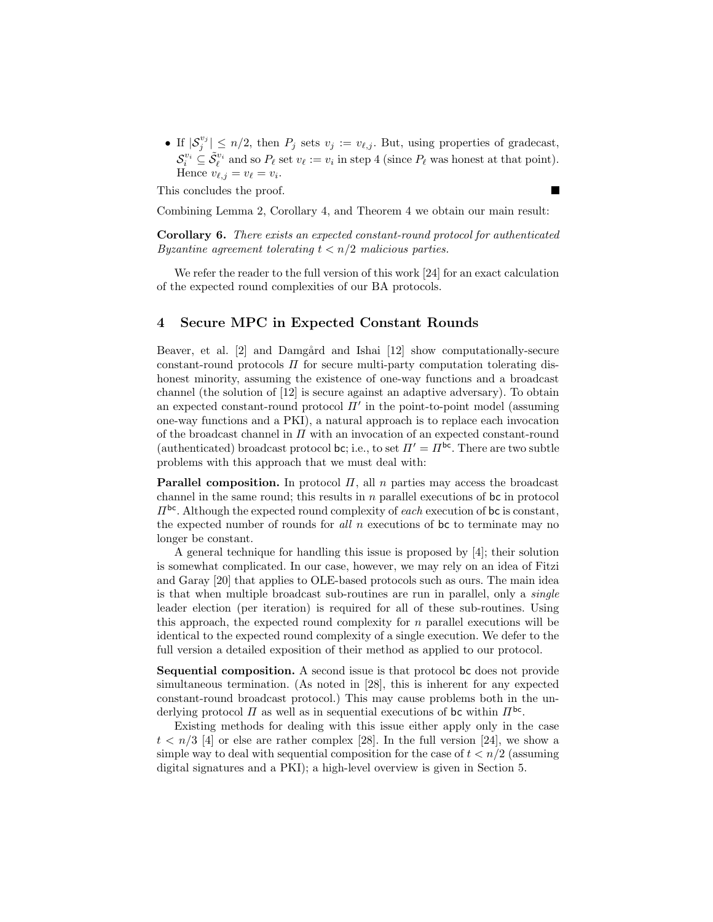- If $|\mathcal{S}_j^{v_j}| \leq n/2$, then $P_j$ sets $v_j := v_{\ell,j}$. But, using properties of gradecast, $\mathcal{S}_i^{v_i} \subseteq \tilde{\mathcal{S}}_\ell^{v_i}$ and so $P_\ell$ set $v_\ell := v_i$ in step 4 (since $P_\ell$ was honest at that point). Hence $v_{\ell,j} = v_\ell = v_i$.

This concludes the proof. ■

Combining Lemma 2, Corollary 4, and Theorem 4 we obtain our main result:

**Corollary 6.** *There exists an expected constant-round protocol for authenticated Byzantine agreement tolerating $t < n/2$ malicious parties.*

We refer the reader to the full version of this work [24] for an exact calculation of the expected round complexities of our BA protocols.

## 4 Secure MPC in Expected Constant Rounds

Beaver, et al. [2] and Damgård and Ishai [12] show computationally-secure constant-round protocols $\Pi$ for secure multi-party computation tolerating dishonest minority, assuming the existence of one-way functions and a broadcast channel (the solution of [12] is secure against an adaptive adversary). To obtain an expected constant-round protocol $\Pi'$ in the point-to-point model (assuming one-way functions and a PKI), a natural approach is to replace each invocation of the broadcast channel in $\Pi$ with an invocation of an expected constant-round (authenticated) broadcast protocol $\mathsf{bc}$; i.e., to set $\Pi' = \Pi^{\mathsf{bc}}$. There are two subtle problems with this approach that we must deal with:

**Parallel composition.** In protocol $\Pi$, all $n$ parties may access the broadcast channel in the same round; this results in $n$ parallel executions of $\mathsf{bc}$ in protocol $\Pi^{\mathsf{bc}}$. Although the expected round complexity of *each* execution of $\mathsf{bc}$ is constant, the expected number of rounds for *all* $n$ executions of $\mathsf{bc}$ to terminate may no longer be constant.

A general technique for handling this issue is proposed by [4]; their solution is somewhat complicated. In our case, however, we may rely on an idea of Fitzi and Garay [20] that applies to OLE-based protocols such as ours. The main idea is that when multiple broadcast sub-routines are run in parallel, only a *single* leader election (per iteration) is required for all of these sub-routines. Using this approach, the expected round complexity for $n$ parallel executions will be identical to the expected round complexity of a single execution. We defer to the full version a detailed exposition of their method as applied to our protocol.

**Sequential composition.** A second issue is that protocol $\mathsf{bc}$ does not provide simultaneous termination. (As noted in [28], this is inherent for any expected constant-round broadcast protocol.) This may cause problems both in the underlying protocol $\Pi$ as well as in sequential executions of $\mathsf{bc}$ within $\Pi^{\mathsf{bc}}$.

Existing methods for dealing with this issue either apply only in the case $t < n/3$ [4] or else are rather complex [28]. In the full version [24], we show a simple way to deal with sequential composition for the case of $t < n/2$ (assuming digital signatures and a PKI); a high-level overview is given in Section 5.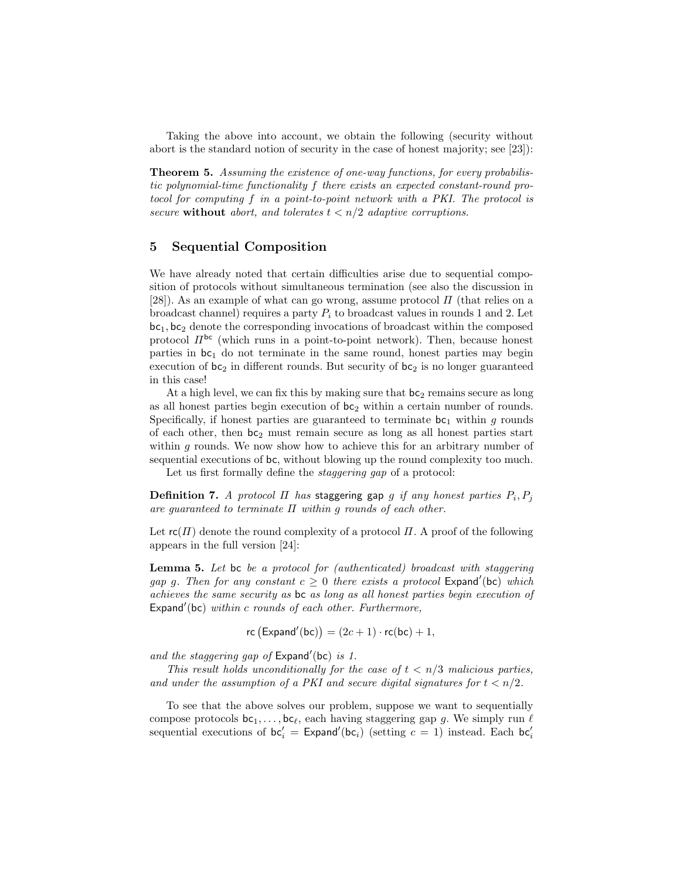Taking the above into account, we obtain the following (security without abort is the standard notion of security in the case of honest majority; see [23]):

**Theorem 5.** *Assuming the existence of one-way functions, for every probabilistic polynomial-time functionality $f$ there exists an expected constant-round protocol for computing $f$ in a point-to-point network with a PKI. The protocol is secure* **without** *abort, and tolerates $t < n/2$ adaptive corruptions.*

## 5 Sequential Composition

We have already noted that certain difficulties arise due to sequential composition of protocols without simultaneous termination (see also the discussion in [28]). As an example of what can go wrong, assume protocol $\Pi$ (that relies on a broadcast channel) requires a party $P_i$ to broadcast values in rounds 1 and 2. Let $\mathsf{bc}_1, \mathsf{bc}_2$ denote the corresponding invocations of broadcast within the composed protocol $\Pi^{\mathsf{bc}}$ (which runs in a point-to-point network). Then, because honest parties in $\mathsf{bc}_1$ do not terminate in the same round, honest parties may begin execution of $\mathsf{bc}_2$ in different rounds. But security of $\mathsf{bc}_2$ is no longer guaranteed in this case!

At a high level, we can fix this by making sure that $\mathsf{bc}_2$ remains secure as long as all honest parties begin execution of $\mathsf{bc}_2$ within a certain number of rounds. Specifically, if honest parties are guaranteed to terminate $\mathsf{bc}_1$ within $g$ rounds of each other, then $\mathsf{bc}_2$ must remain secure as long as all honest parties start within $g$ rounds. We now show how to achieve this for an arbitrary number of sequential executions of $\mathsf{bc}$, without blowing up the round complexity too much.

Let us first formally define the *staggering gap* of a protocol:

**Definition 7.** *A protocol $\Pi$ has* staggering gap *$g$ if any honest parties $P_i, P_j$ are guaranteed to terminate $\Pi$ within $g$ rounds of each other.*

Let $\mathsf{rc}(\Pi)$ denote the round complexity of a protocol $\Pi$. A proof of the following appears in the full version [24]:

**Lemma 5.** *Let $\mathsf{bc}$ be a protocol for (authenticated) broadcast with staggering gap $g$. Then for any constant $c \geq 0$ there exists a protocol $\mathsf{Expand}'(\mathsf{bc})$ which achieves the same security as $\mathsf{bc}$ as long as all honest parties begin execution of $\mathsf{Expand}'(\mathsf{bc})$ within $c$ rounds of each other. Furthermore,*

$$\mathsf{rc}\left(\mathsf{Expand}'(\mathsf{bc})\right) = (2c+1) \cdot \mathsf{rc}(\mathsf{bc}) + 1,$$

*and the staggering gap of $\mathsf{Expand}'(\mathsf{bc})$ is 1.*

*This result holds unconditionally for the case of $t < n/3$ malicious parties, and under the assumption of a PKI and secure digital signatures for $t < n/2$.*

To see that the above solves our problem, suppose we want to sequentially compose protocols $\mathsf{bc}_1, \ldots, \mathsf{bc}_\ell$, each having staggering gap $g$. We simply run $\ell$ sequential executions of $\mathsf{bc}'_i = \mathsf{Expand}'(\mathsf{bc}_i)$ (setting $c = 1$) instead. Each $\mathsf{bc}'_i$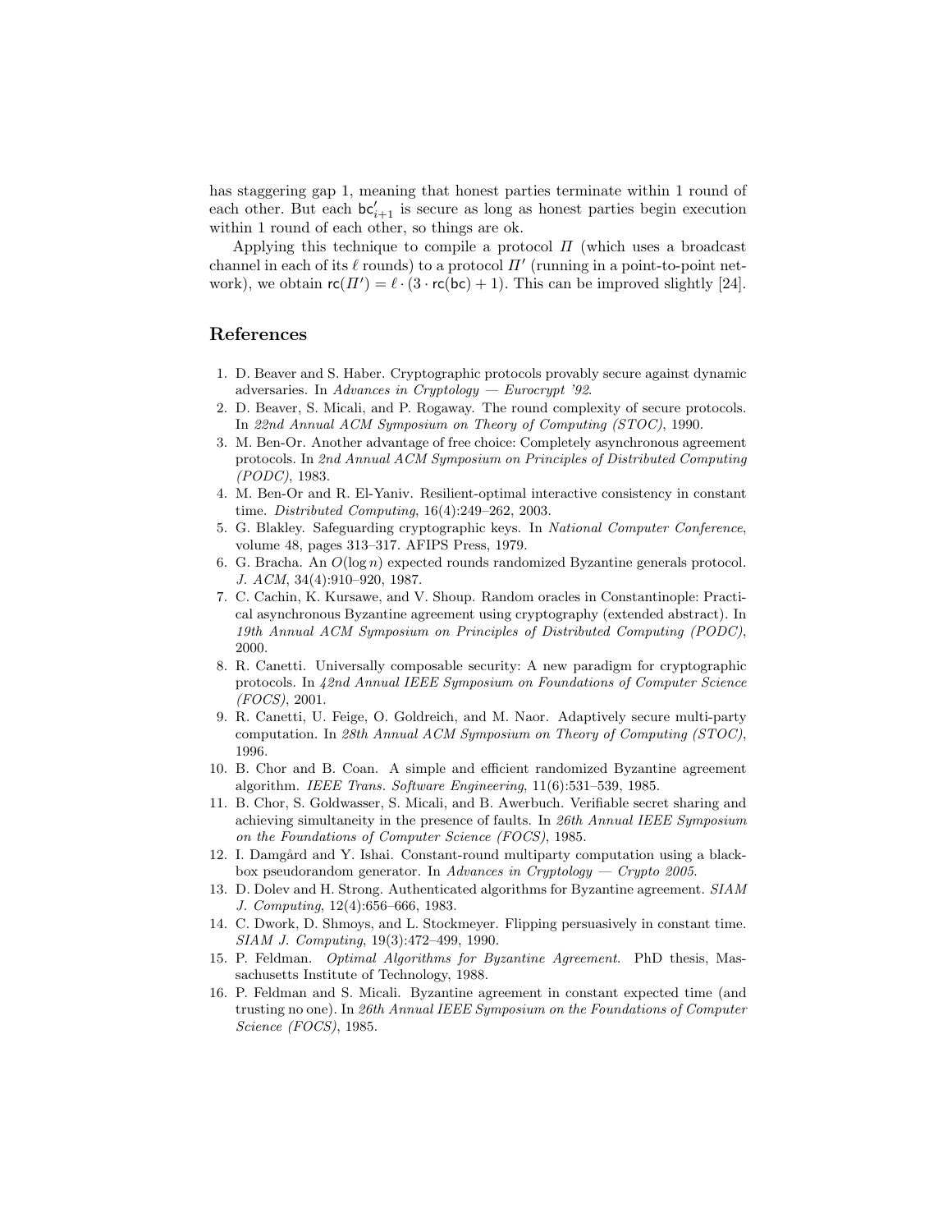has staggering gap 1, meaning that honest parties terminate within 1 round of each other. But each $\mathsf{bc}'_{i+1}$ is secure as long as honest parties begin execution within 1 round of each other, so things are ok.

Applying this technique to compile a protocol $\Pi$ (which uses a broadcast channel in each of its $\ell$ rounds) to a protocol $\Pi'$ (running in a point-to-point network), we obtain $\mathsf{rc}(\Pi') = \ell \cdot (3 \cdot \mathsf{rc}(\mathsf{bc}) + 1)$. This can be improved slightly [24].

## References

1. D. Beaver and S. Haber. Cryptographic protocols provably secure against dynamic adversaries. In *Advances in Cryptology — Eurocrypt '92*.
2. D. Beaver, S. Micali, and P. Rogaway. The round complexity of secure protocols. In *22nd Annual ACM Symposium on Theory of Computing (STOC)*, 1990.
3. M. Ben-Or. Another advantage of free choice: Completely asynchronous agreement protocols. In *2nd Annual ACM Symposium on Principles of Distributed Computing (PODC)*, 1983.
4. M. Ben-Or and R. El-Yaniv. Resilient-optimal interactive consistency in constant time. *Distributed Computing*, 16(4):249–262, 2003.
5. G. Blakley. Safeguarding cryptographic keys. In *National Computer Conference*, volume 48, pages 313–317. AFIPS Press, 1979.
6. G. Bracha. An $O(\log n)$ expected rounds randomized Byzantine generals protocol. *J. ACM*, 34(4):910–920, 1987.
7. C. Cachin, K. Kursawe, and V. Shoup. Random oracles in Constantinople: Practical asynchronous Byzantine agreement using cryptography (extended abstract). In *19th Annual ACM Symposium on Principles of Distributed Computing (PODC)*, 2000.
8. R. Canetti. Universally composable security: A new paradigm for cryptographic protocols. In *42nd Annual IEEE Symposium on Foundations of Computer Science (FOCS)*, 2001.
9. R. Canetti, U. Feige, O. Goldreich, and M. Naor. Adaptively secure multi-party computation. In *28th Annual ACM Symposium on Theory of Computing (STOC)*, 1996.
10. B. Chor and B. Coan. A simple and efficient randomized Byzantine agreement algorithm. *IEEE Trans. Software Engineering*, 11(6):531–539, 1985.
11. B. Chor, S. Goldwasser, S. Micali, and B. Awerbuch. Verifiable secret sharing and achieving simultaneity in the presence of faults. In *26th Annual IEEE Symposium on the Foundations of Computer Science (FOCS)*, 1985.
12. I. Damgård and Y. Ishai. Constant-round multiparty computation using a black-box pseudorandom generator. In *Advances in Cryptology — Crypto 2005*.
13. D. Dolev and H. Strong. Authenticated algorithms for Byzantine agreement. *SIAM J. Computing*, 12(4):656–666, 1983.
14. C. Dwork, D. Shmoys, and L. Stockmeyer. Flipping persuasively in constant time. *SIAM J. Computing*, 19(3):472–499, 1990.
15. P. Feldman. *Optimal Algorithms for Byzantine Agreement.* PhD thesis, Massachusetts Institute of Technology, 1988.
16. P. Feldman and S. Micali. Byzantine agreement in constant expected time (and trusting no one). In *26th Annual IEEE Symposium on the Foundations of Computer Science (FOCS)*, 1985.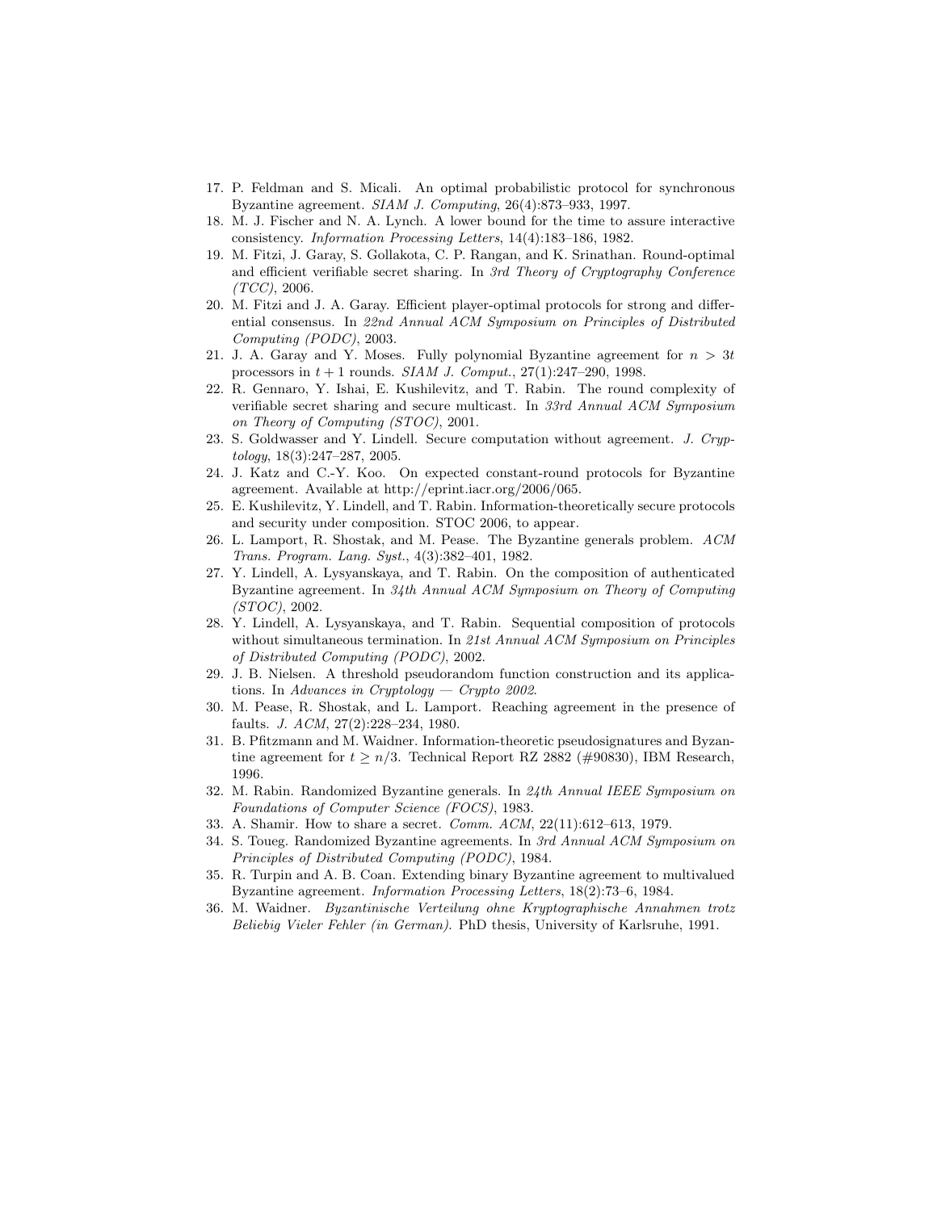17. P. Feldman and S. Micali. An optimal probabilistic protocol for synchronous Byzantine agreement. *SIAM J. Computing*, 26(4):873–933, 1997.
18. M. J. Fischer and N. A. Lynch. A lower bound for the time to assure interactive consistency. *Information Processing Letters*, 14(4):183–186, 1982.
19. M. Fitzi, J. Garay, S. Gollakota, C. P. Rangan, and K. Srinathan. Round-optimal and efficient verifiable secret sharing. In *3rd Theory of Cryptography Conference (TCC)*, 2006.
20. M. Fitzi and J. A. Garay. Efficient player-optimal protocols for strong and differential consensus. In *22nd Annual ACM Symposium on Principles of Distributed Computing (PODC)*, 2003.
21. J. A. Garay and Y. Moses. Fully polynomial Byzantine agreement for $n > 3t$ processors in $t + 1$ rounds. *SIAM J. Comput.*, 27(1):247–290, 1998.
22. R. Gennaro, Y. Ishai, E. Kushilevitz, and T. Rabin. The round complexity of verifiable secret sharing and secure multicast. In *33rd Annual ACM Symposium on Theory of Computing (STOC)*, 2001.
23. S. Goldwasser and Y. Lindell. Secure computation without agreement. *J. Cryptology*, 18(3):247–287, 2005.
24. J. Katz and C.-Y. Koo. On expected constant-round protocols for Byzantine agreement. Available at http://eprint.iacr.org/2006/065.
25. E. Kushilevitz, Y. Lindell, and T. Rabin. Information-theoretically secure protocols and security under composition. STOC 2006, to appear.
26. L. Lamport, R. Shostak, and M. Pease. The Byzantine generals problem. *ACM Trans. Program. Lang. Syst.*, 4(3):382–401, 1982.
27. Y. Lindell, A. Lysyanskaya, and T. Rabin. On the composition of authenticated Byzantine agreement. In *34th Annual ACM Symposium on Theory of Computing (STOC)*, 2002.
28. Y. Lindell, A. Lysyanskaya, and T. Rabin. Sequential composition of protocols without simultaneous termination. In *21st Annual ACM Symposium on Principles of Distributed Computing (PODC)*, 2002.
29. J. B. Nielsen. A threshold pseudorandom function construction and its applications. In *Advances in Cryptology — Crypto 2002*.
30. M. Pease, R. Shostak, and L. Lamport. Reaching agreement in the presence of faults. *J. ACM*, 27(2):228–234, 1980.
31. B. Pfitzmann and M. Waidner. Information-theoretic pseudosignatures and Byzantine agreement for $t \geq n/3$. Technical Report RZ 2882 (#90830), IBM Research, 1996.
32. M. Rabin. Randomized Byzantine generals. In *24th Annual IEEE Symposium on Foundations of Computer Science (FOCS)*, 1983.
33. A. Shamir. How to share a secret. *Comm. ACM*, 22(11):612–613, 1979.
34. S. Toueg. Randomized Byzantine agreements. In *3rd Annual ACM Symposium on Principles of Distributed Computing (PODC)*, 1984.
35. R. Turpin and A. B. Coan. Extending binary Byzantine agreement to multivalued Byzantine agreement. *Information Processing Letters*, 18(2):73–6, 1984.
36. M. Waidner. *Byzantinische Verteilung ohne Kryptographische Annahmen trotz Beliebig Vieler Fehler (in German)*. PhD thesis, University of Karlsruhe, 1991.